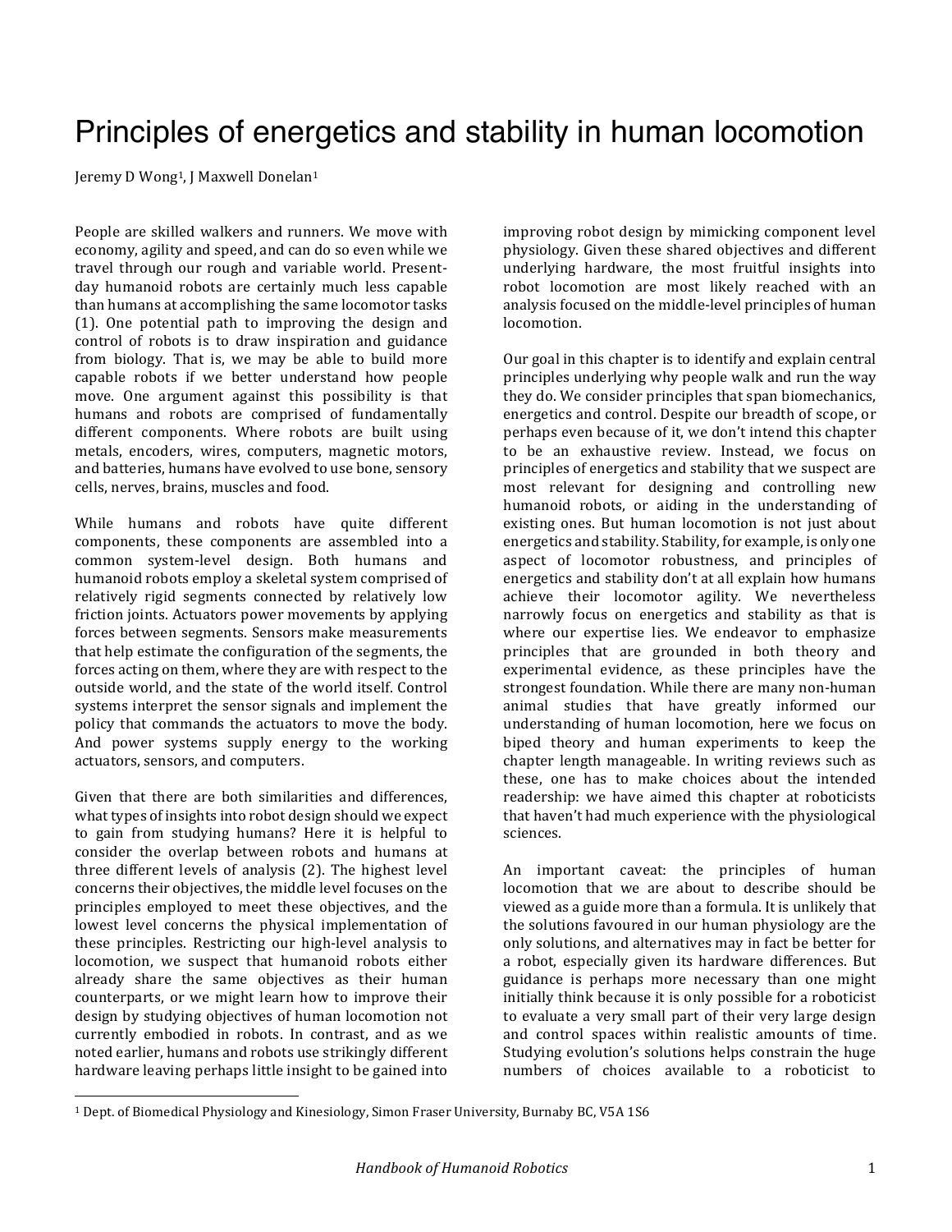# Principles of energetics and stability in human locomotion

Jeremy D Wong[1], J Maxwell Donelan[1]

People are skilled walkers and runners. We move with economy, agility and speed, and can do so even while we travel through our rough and variable world. Present-day humanoid robots are certainly much less capable than humans at accomplishing the same locomotor tasks (1). One potential path to improving the design and control of robots is to draw inspiration and guidance from biology. That is, we may be able to build more capable robots if we better understand how people move. One argument against this possibility is that humans and robots are comprised of fundamentally different components. Where robots are built using metals, encoders, wires, computers, magnetic motors, and batteries, humans have evolved to use bone, sensory cells, nerves, brains, muscles and food.

While humans and robots have quite different components, these components are assembled into a common system-level design. Both humans and humanoid robots employ a skeletal system comprised of relatively rigid segments connected by relatively low friction joints. Actuators power movements by applying forces between segments. Sensors make measurements that help estimate the configuration of the segments, the forces acting on them, where they are with respect to the outside world, and the state of the world itself. Control systems interpret the sensor signals and implement the policy that commands the actuators to move the body. And power systems supply energy to the working actuators, sensors, and computers.

Given that there are both similarities and differences, what types of insights into robot design should we expect to gain from studying humans? Here it is helpful to consider the overlap between robots and humans at three different levels of analysis (2). The highest level concerns their objectives, the middle level focuses on the principles employed to meet these objectives, and the lowest level concerns the physical implementation of these principles. Restricting our high-level analysis to locomotion, we suspect that humanoid robots either already share the same objectives as their human counterparts, or we might learn how to improve their design by studying objectives of human locomotion not currently embodied in robots. In contrast, and as we noted earlier, humans and robots use strikingly different hardware leaving perhaps little insight to be gained into improving robot design by mimicking component level physiology. Given these shared objectives and different underlying hardware, the most fruitful insights into robot locomotion are most likely reached with an analysis focused on the middle-level principles of human locomotion.

Our goal in this chapter is to identify and explain central principles underlying why people walk and run the way they do. We consider principles that span biomechanics, energetics and control. Despite our breadth of scope, or perhaps even because of it, we don't intend this chapter to be an exhaustive review. Instead, we focus on principles of energetics and stability that we suspect are most relevant for designing and controlling new humanoid robots, or aiding in the understanding of existing ones. But human locomotion is not just about energetics and stability. Stability, for example, is only one aspect of locomotor robustness, and principles of energetics and stability don't at all explain how humans achieve their locomotor agility. We nevertheless narrowly focus on energetics and stability as that is where our expertise lies. We endeavor to emphasize principles that are grounded in both theory and experimental evidence, as these principles have the strongest foundation. While there are many non-human animal studies that have greatly informed our understanding of human locomotion, here we focus on biped theory and human experiments to keep the chapter length manageable. In writing reviews such as these, one has to make choices about the intended readership: we have aimed this chapter at roboticists that haven't had much experience with the physiological sciences.

An important caveat: the principles of human locomotion that we are about to describe should be viewed as a guide more than a formula. It is unlikely that the solutions favoured in our human physiology are the only solutions, and alternatives may in fact be better for a robot, especially given its hardware differences. But guidance is perhaps more necessary than one might initially think because it is only possible for a roboticist to evaluate a very small part of their very large design and control spaces within realistic amounts of time. Studying evolution's solutions helps constrain the huge numbers of choices available to a roboticist to

[1] Dept. of Biomedical Physiology and Kinesiology, Simon Fraser University, Burnaby BC, V5A 1S6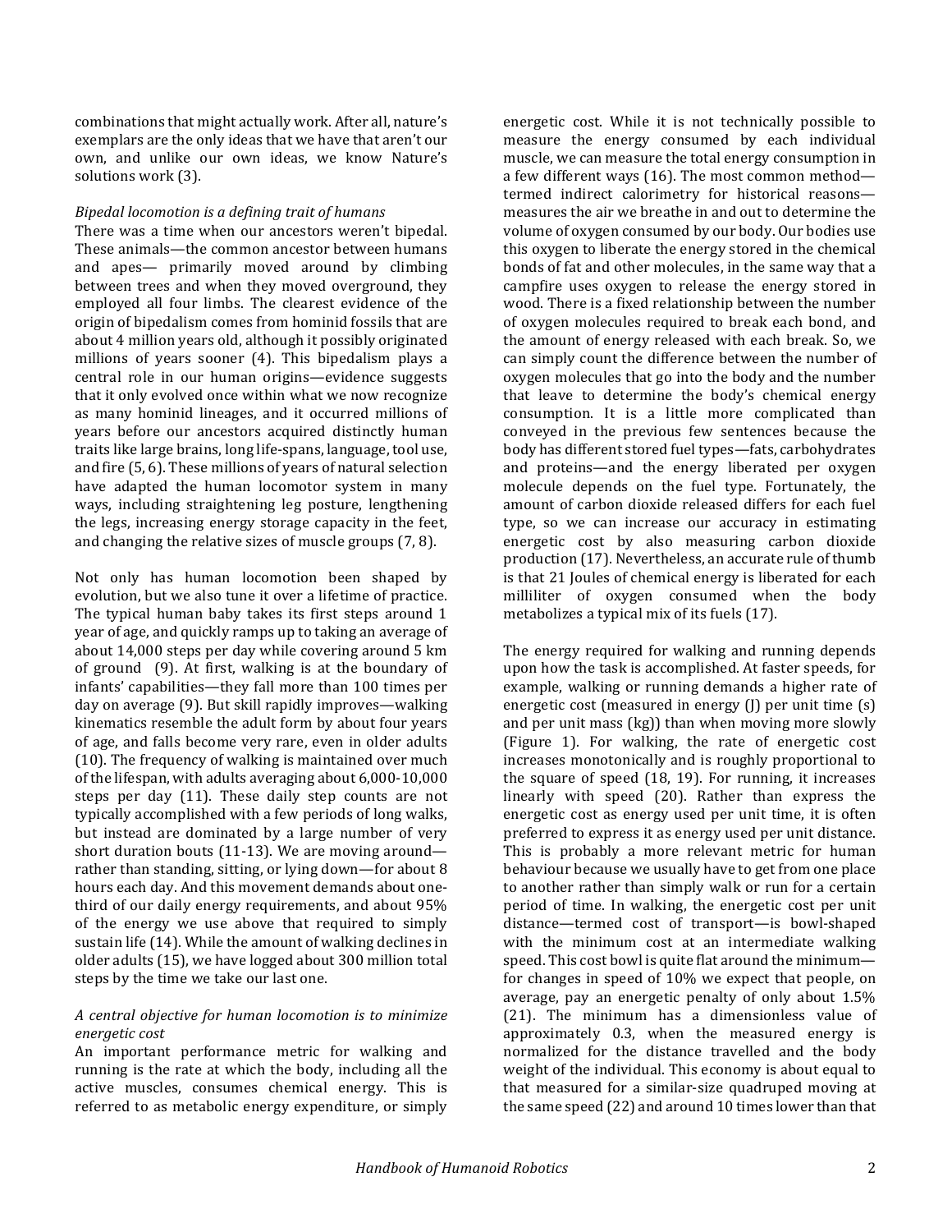combinations that might actually work. After all, nature's exemplars are the only ideas that we have that aren't our own, and unlike our own ideas, we know Nature's solutions work (3).

### *Bipedal locomotion is a defining trait of humans*

There was a time when our ancestors weren't bipedal. These animals—the common ancestor between humans and apes— primarily moved around by climbing between trees and when they moved overground, they employed all four limbs. The clearest evidence of the origin of bipedalism comes from hominid fossils that are about 4 million years old, although it possibly originated millions of years sooner (4). This bipedalism plays a central role in our human origins—evidence suggests that it only evolved once within what we now recognize as many hominid lineages, and it occurred millions of years before our ancestors acquired distinctly human traits like large brains, long life-spans, language, tool use, and fire (5, 6). These millions of years of natural selection have adapted the human locomotor system in many ways, including straightening leg posture, lengthening the legs, increasing energy storage capacity in the feet, and changing the relative sizes of muscle groups (7, 8).

Not only has human locomotion been shaped by evolution, but we also tune it over a lifetime of practice. The typical human baby takes its first steps around 1 year of age, and quickly ramps up to taking an average of about 14,000 steps per day while covering around 5 km of ground (9). At first, walking is at the boundary of infants' capabilities—they fall more than 100 times per day on average (9). But skill rapidly improves—walking kinematics resemble the adult form by about four years of age, and falls become very rare, even in older adults (10). The frequency of walking is maintained over much of the lifespan, with adults averaging about 6,000-10,000 steps per day (11). These daily step counts are not typically accomplished with a few periods of long walks, but instead are dominated by a large number of very short duration bouts (11-13). We are moving around—rather than standing, sitting, or lying down—for about 8 hours each day. And this movement demands about one-third of our daily energy requirements, and about 95% of the energy we use above that required to simply sustain life (14). While the amount of walking declines in older adults (15), we have logged about 300 million total steps by the time we take our last one.

### *A central objective for human locomotion is to minimize energetic cost*

An important performance metric for walking and running is the rate at which the body, including all the active muscles, consumes chemical energy. This is referred to as metabolic energy expenditure, or simply energetic cost. While it is not technically possible to measure the energy consumed by each individual muscle, we can measure the total energy consumption in a few different ways (16). The most common method—termed indirect calorimetry for historical reasons—measures the air we breathe in and out to determine the volume of oxygen consumed by our body. Our bodies use this oxygen to liberate the energy stored in the chemical bonds of fat and other molecules, in the same way that a campfire uses oxygen to release the energy stored in wood. There is a fixed relationship between the number of oxygen molecules required to break each bond, and the amount of energy released with each break. So, we can simply count the difference between the number of oxygen molecules that go into the body and the number that leave to determine the body's chemical energy consumption. It is a little more complicated than conveyed in the previous few sentences because the body has different stored fuel types—fats, carbohydrates and proteins—and the energy liberated per oxygen molecule depends on the fuel type. Fortunately, the amount of carbon dioxide released differs for each fuel type, so we can increase our accuracy in estimating energetic cost by also measuring carbon dioxide production (17). Nevertheless, an accurate rule of thumb is that 21 Joules of chemical energy is liberated for each milliliter of oxygen consumed when the body metabolizes a typical mix of its fuels (17).

The energy required for walking and running depends upon how the task is accomplished. At faster speeds, for example, walking or running demands a higher rate of energetic cost (measured in energy (J) per unit time (s) and per unit mass (kg)) than when moving more slowly (Figure 1). For walking, the rate of energetic cost increases monotonically and is roughly proportional to the square of speed (18, 19). For running, it increases linearly with speed (20). Rather than express the energetic cost as energy used per unit time, it is often preferred to express it as energy used per unit distance. This is probably a more relevant metric for human behaviour because we usually have to get from one place to another rather than simply walk or run for a certain period of time. In walking, the energetic cost per unit distance—termed cost of transport—is bowl-shaped with the minimum cost at an intermediate walking speed. This cost bowl is quite flat around the minimum—for changes in speed of 10% we expect that people, on average, pay an energetic penalty of only about 1.5% (21). The minimum has a dimensionless value of approximately 0.3, when the measured energy is normalized for the distance travelled and the body weight of the individual. This economy is about equal to that measured for a similar-size quadruped moving at the same speed (22) and around 10 times lower than that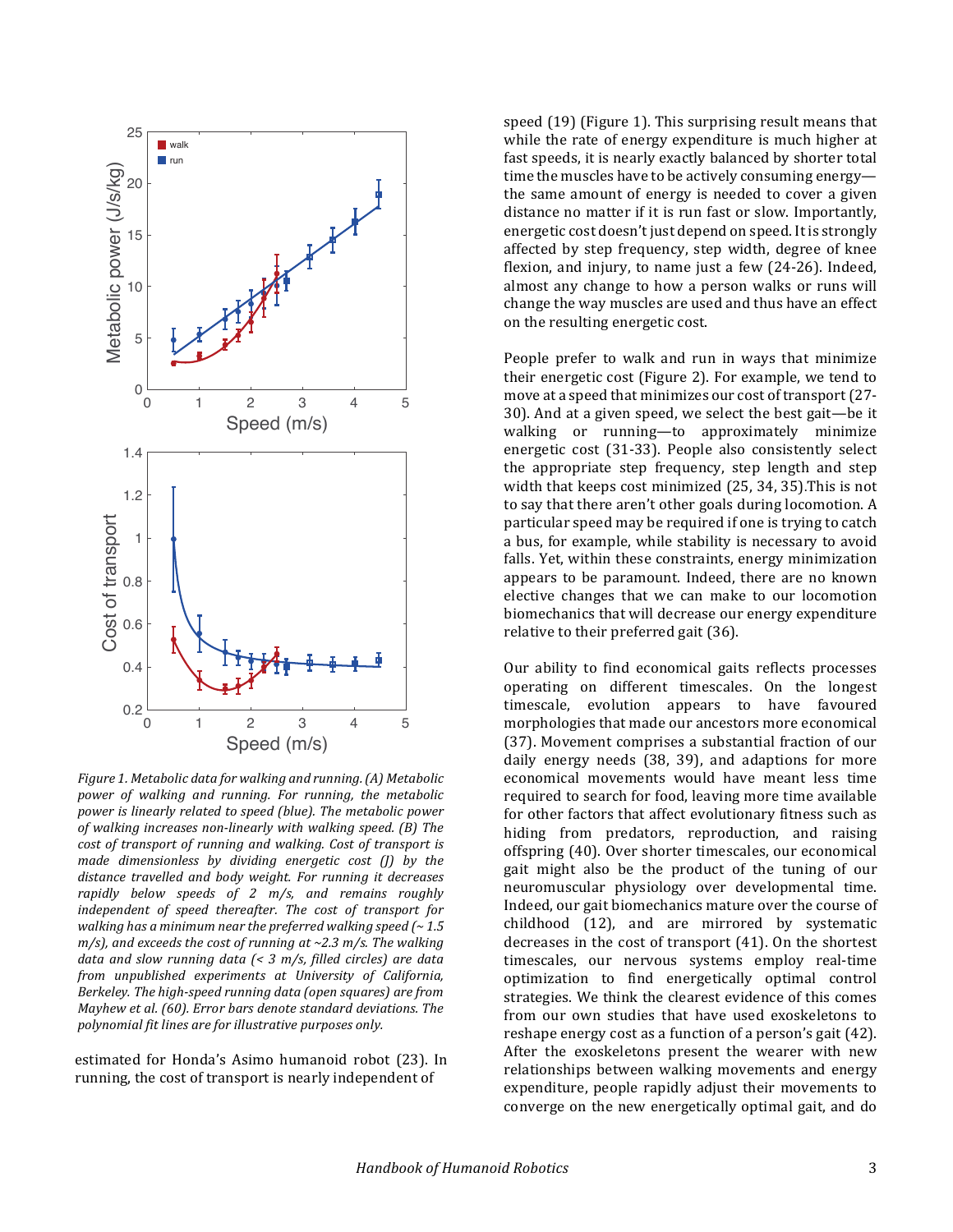*Figure 1. Metabolic data for walking and running. (A) Metabolic power of walking and running. For running, the metabolic power is linearly related to speed (blue). The metabolic power of walking increases non-linearly with walking speed. (B) The cost of transport of running and walking. Cost of transport is made dimensionless by dividing energetic cost (J) by the distance travelled and body weight. For running it decreases rapidly below speeds of 2 m/s, and remains roughly independent of speed thereafter. The cost of transport for walking has a minimum near the preferred walking speed (~ 1.5 m/s), and exceeds the cost of running at ~2.3 m/s. The walking data and slow running data (< 3 m/s, filled circles) are data from unpublished experiments at University of California, Berkeley. The high-speed running data (open squares) are from Mayhew et al. (60). Error bars denote standard deviations. The polynomial fit lines are for illustrative purposes only.*

estimated for Honda's Asimo humanoid robot (23). In running, the cost of transport is nearly independent of speed (19) (Figure 1). This surprising result means that while the rate of energy expenditure is much higher at fast speeds, it is nearly exactly balanced by shorter total time the muscles have to be actively consuming energy—the same amount of energy is needed to cover a given distance no matter if it is run fast or slow. Importantly, energetic cost doesn't just depend on speed. It is strongly affected by step frequency, step width, degree of knee flexion, and injury, to name just a few (24-26). Indeed, almost any change to how a person walks or runs will change the way muscles are used and thus have an effect on the resulting energetic cost.

People prefer to walk and run in ways that minimize their energetic cost (Figure 2). For example, we tend to move at a speed that minimizes our cost of transport (27-30). And at a given speed, we select the best gait—be it walking or running—to approximately minimize energetic cost (31-33). People also consistently select the appropriate step frequency, step length and step width that keeps cost minimized (25, 34, 35).This is not to say that there aren't other goals during locomotion. A particular speed may be required if one is trying to catch a bus, for example, while stability is necessary to avoid falls. Yet, within these constraints, energy minimization appears to be paramount. Indeed, there are no known elective changes that we can make to our locomotion biomechanics that will decrease our energy expenditure relative to their preferred gait (36).

Our ability to find economical gaits reflects processes operating on different timescales. On the longest timescale, evolution appears to have favoured morphologies that made our ancestors more economical (37). Movement comprises a substantial fraction of our daily energy needs (38, 39), and adaptions for more economical movements would have meant less time required to search for food, leaving more time available for other factors that affect evolutionary fitness such as hiding from predators, reproduction, and raising offspring (40). Over shorter timescales, our economical gait might also be the product of the tuning of our neuromuscular physiology over developmental time. Indeed, our gait biomechanics mature over the course of childhood (12), and are mirrored by systematic decreases in the cost of transport (41). On the shortest timescales, our nervous systems employ real-time optimization to find energetically optimal control strategies. We think the clearest evidence of this comes from our own studies that have used exoskeletons to reshape energy cost as a function of a person's gait (42). After the exoskeletons present the wearer with new relationships between walking movements and energy expenditure, people rapidly adjust their movements to converge on the new energetically optimal gait, and do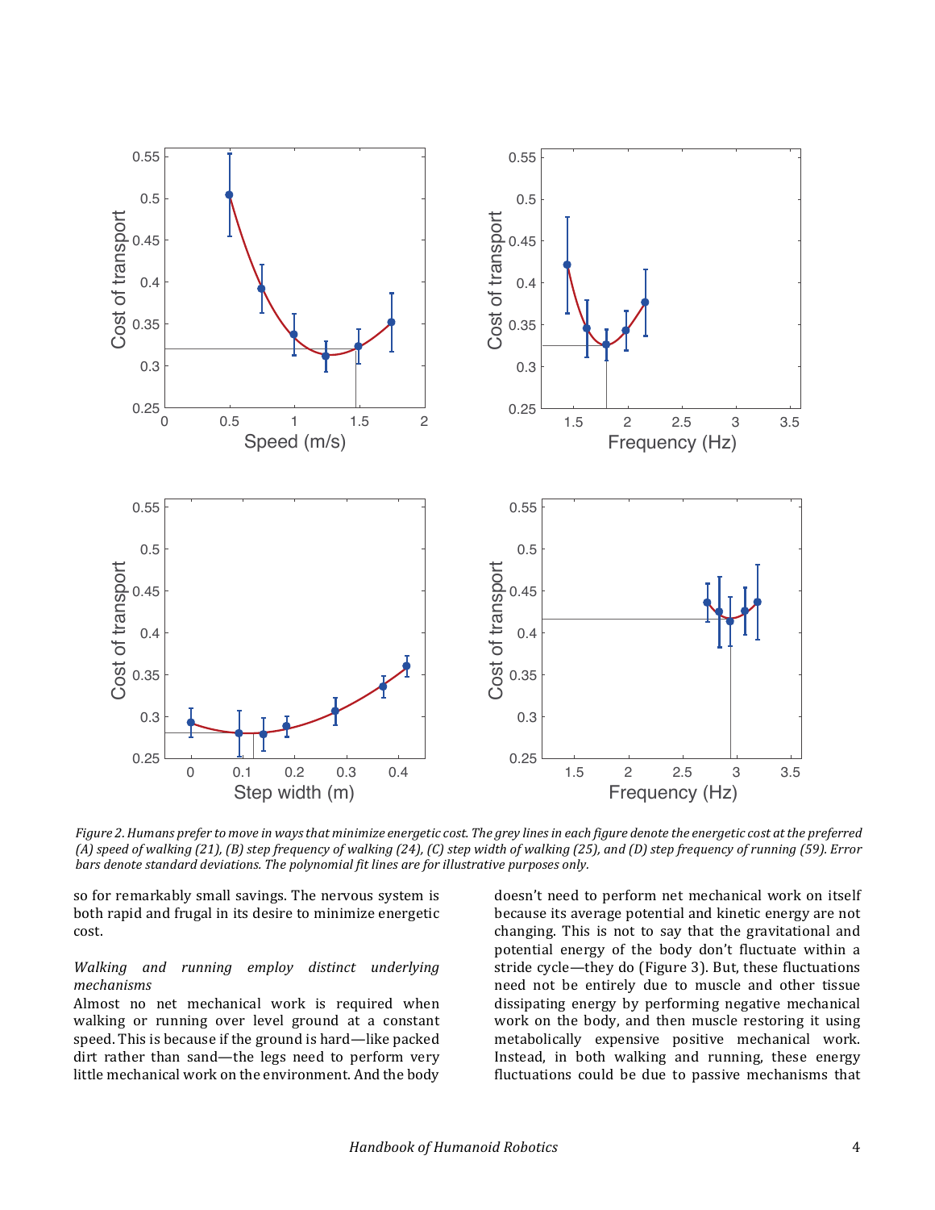*Figure 2. Humans prefer to move in ways that minimize energetic cost. The grey lines in each figure denote the energetic cost at the preferred (A) speed of walking (21), (B) step frequency of walking (24), (C) step width of walking (25), and (D) step frequency of running (59). Error bars denote standard deviations. The polynomial fit lines are for illustrative purposes only.*

so for remarkably small savings. The nervous system is both rapid and frugal in its desire to minimize energetic cost.

### *Walking and running employ distinct underlying mechanisms*

Almost no net mechanical work is required when walking or running over level ground at a constant speed. This is because if the ground is hard—like packed dirt rather than sand—the legs need to perform very little mechanical work on the environment. And the body doesn't need to perform net mechanical work on itself because its average potential and kinetic energy are not changing. This is not to say that the gravitational and potential energy of the body don't fluctuate within a stride cycle—they do (Figure 3). But, these fluctuations need not be entirely due to muscle and other tissue dissipating energy by performing negative mechanical work on the body, and then muscle restoring it using metabolically expensive positive mechanical work. Instead, in both walking and running, these energy fluctuations could be due to passive mechanisms that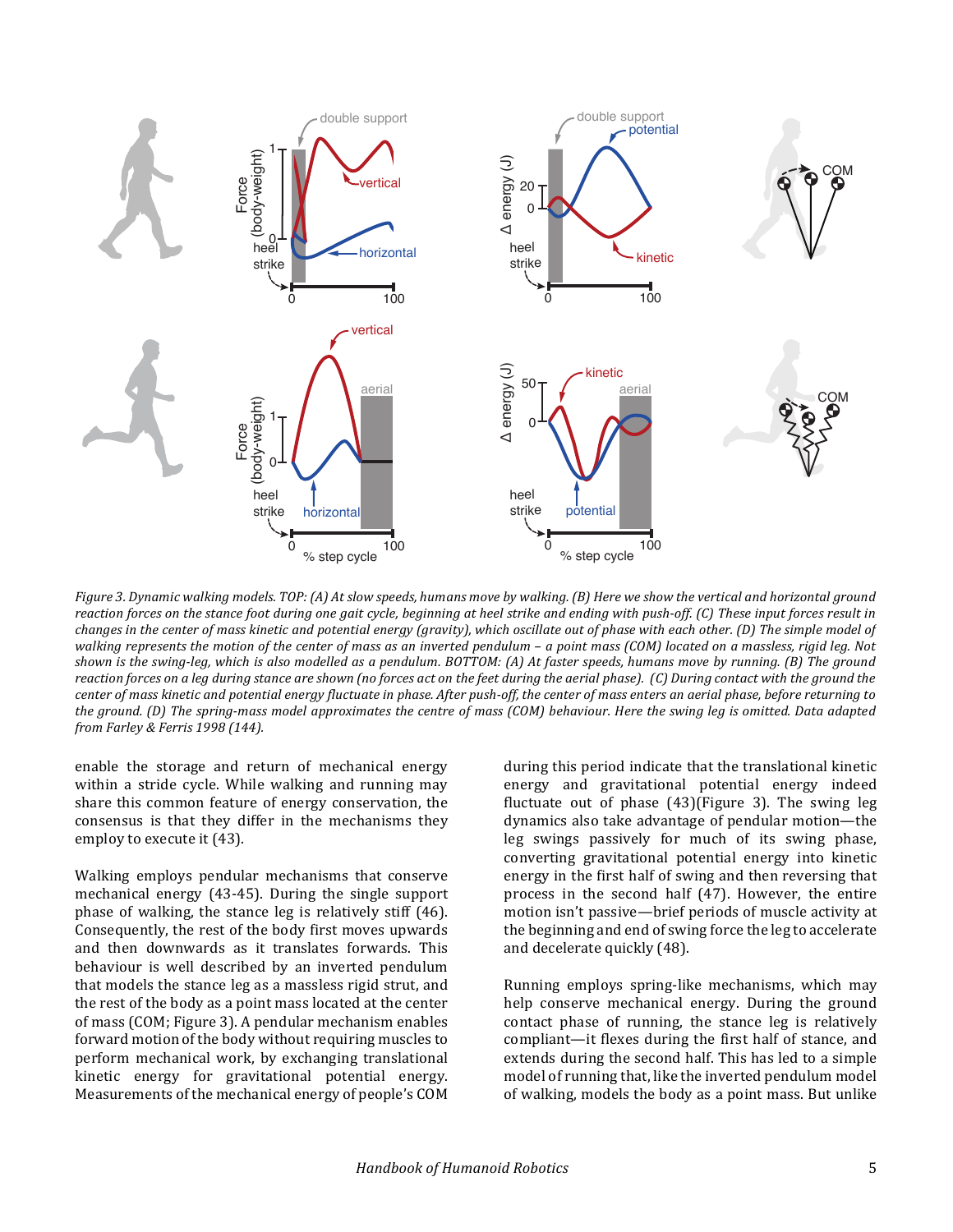*Figure 3. Dynamic walking models. TOP: (A) At slow speeds, humans move by walking. (B) Here we show the vertical and horizontal ground reaction forces on the stance foot during one gait cycle, beginning at heel strike and ending with push-off. (C) These input forces result in changes in the center of mass kinetic and potential energy (gravity), which oscillate out of phase with each other. (D) The simple model of walking represents the motion of the center of mass as an inverted pendulum – a point mass (COM) located on a massless, rigid leg. Not shown is the swing-leg, which is also modelled as a pendulum. BOTTOM: (A) At faster speeds, humans move by running. (B) The ground reaction forces on a leg during stance are shown (no forces act on the feet during the aerial phase). (C) During contact with the ground the center of mass kinetic and potential energy fluctuate in phase. After push-off, the center of mass enters an aerial phase, before returning to the ground. (D) The spring-mass model approximates the centre of mass (COM) behaviour. Here the swing leg is omitted. Data adapted from Farley & Ferris 1998 (144).*

enable the storage and return of mechanical energy within a stride cycle. While walking and running may share this common feature of energy conservation, the consensus is that they differ in the mechanisms they employ to execute it (43).

Walking employs pendular mechanisms that conserve mechanical energy (43-45). During the single support phase of walking, the stance leg is relatively stiff (46). Consequently, the rest of the body first moves upwards and then downwards as it translates forwards. This behaviour is well described by an inverted pendulum that models the stance leg as a massless rigid strut, and the rest of the body as a point mass located at the center of mass (COM; Figure 3). A pendular mechanism enables forward motion of the body without requiring muscles to perform mechanical work, by exchanging translational kinetic energy for gravitational potential energy. Measurements of the mechanical energy of people's COM during this period indicate that the translational kinetic energy and gravitational potential energy indeed fluctuate out of phase (43)(Figure 3). The swing leg dynamics also take advantage of pendular motion—the leg swings passively for much of its swing phase, converting gravitational potential energy into kinetic energy in the first half of swing and then reversing that process in the second half (47). However, the entire motion isn't passive—brief periods of muscle activity at the beginning and end of swing force the leg to accelerate and decelerate quickly (48).

Running employs spring-like mechanisms, which may help conserve mechanical energy. During the ground contact phase of running, the stance leg is relatively compliant—it flexes during the first half of stance, and extends during the second half. This has led to a simple model of running that, like the inverted pendulum model of walking, models the body as a point mass. But unlike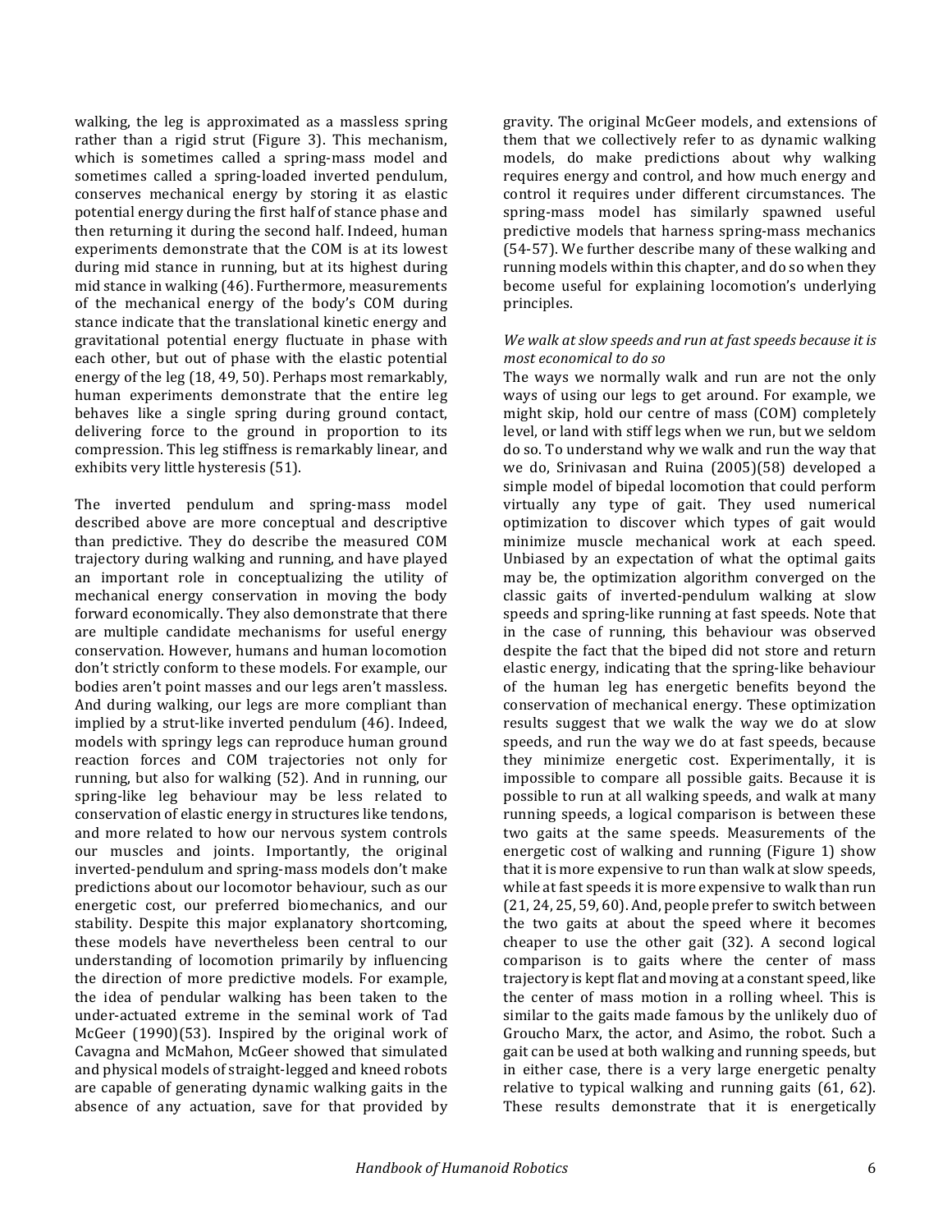walking, the leg is approximated as a massless spring rather than a rigid strut (Figure 3). This mechanism, which is sometimes called a spring-mass model and sometimes called a spring-loaded inverted pendulum, conserves mechanical energy by storing it as elastic potential energy during the first half of stance phase and then returning it during the second half. Indeed, human experiments demonstrate that the COM is at its lowest during mid stance in running, but at its highest during mid stance in walking (46). Furthermore, measurements of the mechanical energy of the body's COM during stance indicate that the translational kinetic energy and gravitational potential energy fluctuate in phase with each other, but out of phase with the elastic potential energy of the leg (18, 49, 50). Perhaps most remarkably, human experiments demonstrate that the entire leg behaves like a single spring during ground contact, delivering force to the ground in proportion to its compression. This leg stiffness is remarkably linear, and exhibits very little hysteresis (51).

The inverted pendulum and spring-mass model described above are more conceptual and descriptive than predictive. They do describe the measured COM trajectory during walking and running, and have played an important role in conceptualizing the utility of mechanical energy conservation in moving the body forward economically. They also demonstrate that there are multiple candidate mechanisms for useful energy conservation. However, humans and human locomotion don't strictly conform to these models. For example, our bodies aren't point masses and our legs aren't massless. And during walking, our legs are more compliant than implied by a strut-like inverted pendulum (46). Indeed, models with springy legs can reproduce human ground reaction forces and COM trajectories not only for running, but also for walking (52). And in running, our spring-like leg behaviour may be less related to conservation of elastic energy in structures like tendons, and more related to how our nervous system controls our muscles and joints. Importantly, the original inverted-pendulum and spring-mass models don't make predictions about our locomotor behaviour, such as our energetic cost, our preferred biomechanics, and our stability. Despite this major explanatory shortcoming, these models have nevertheless been central to our understanding of locomotion primarily by influencing the direction of more predictive models. For example, the idea of pendular walking has been taken to the under-actuated extreme in the seminal work of Tad McGeer (1990)(53). Inspired by the original work of Cavagna and McMahon, McGeer showed that simulated and physical models of straight-legged and kneed robots are capable of generating dynamic walking gaits in the absence of any actuation, save for that provided by gravity. The original McGeer models, and extensions of them that we collectively refer to as dynamic walking models, do make predictions about why walking requires energy and control, and how much energy and control it requires under different circumstances. The spring-mass model has similarly spawned useful predictive models that harness spring-mass mechanics (54-57). We further describe many of these walking and running models within this chapter, and do so when they become useful for explaining locomotion's underlying principles.

*We walk at slow speeds and run at fast speeds because it is most economical to do so*

The ways we normally walk and run are not the only ways of using our legs to get around. For example, we might skip, hold our centre of mass (COM) completely level, or land with stiff legs when we run, but we seldom do so. To understand why we walk and run the way that we do, Srinivasan and Ruina (2005)(58) developed a simple model of bipedal locomotion that could perform virtually any type of gait. They used numerical optimization to discover which types of gait would minimize muscle mechanical work at each speed. Unbiased by an expectation of what the optimal gaits may be, the optimization algorithm converged on the classic gaits of inverted-pendulum walking at slow speeds and spring-like running at fast speeds. Note that in the case of running, this behaviour was observed despite the fact that the biped did not store and return elastic energy, indicating that the spring-like behaviour of the human leg has energetic benefits beyond the conservation of mechanical energy. These optimization results suggest that we walk the way we do at slow speeds, and run the way we do at fast speeds, because they minimize energetic cost. Experimentally, it is impossible to compare all possible gaits. Because it is possible to run at all walking speeds, and walk at many running speeds, a logical comparison is between these two gaits at the same speeds. Measurements of the energetic cost of walking and running (Figure 1) show that it is more expensive to run than walk at slow speeds, while at fast speeds it is more expensive to walk than run (21, 24, 25, 59, 60). And, people prefer to switch between the two gaits at about the speed where it becomes cheaper to use the other gait (32). A second logical comparison is to gaits where the center of mass trajectory is kept flat and moving at a constant speed, like the center of mass motion in a rolling wheel. This is similar to the gaits made famous by the unlikely duo of Groucho Marx, the actor, and Asimo, the robot. Such a gait can be used at both walking and running speeds, but in either case, there is a very large energetic penalty relative to typical walking and running gaits (61, 62). These results demonstrate that it is energetically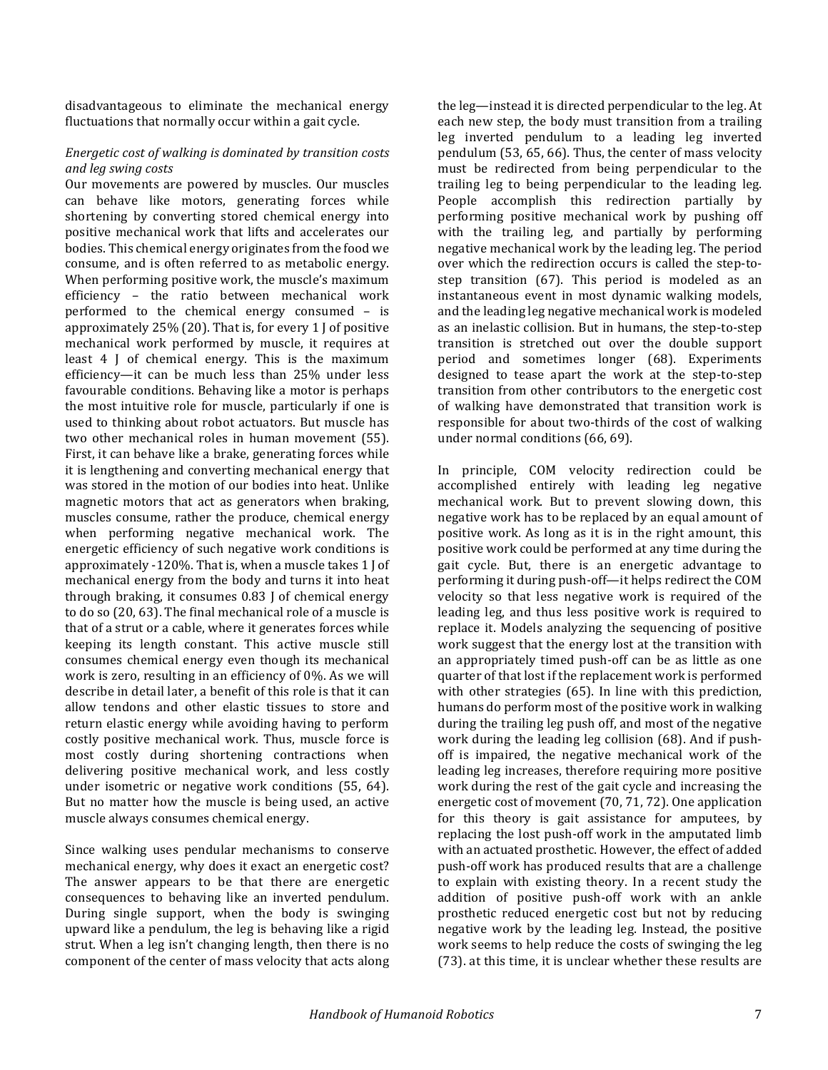disadvantageous to eliminate the mechanical energy fluctuations that normally occur within a gait cycle.

*Energetic cost of walking is dominated by transition costs and leg swing costs*

Our movements are powered by muscles. Our muscles can behave like motors, generating forces while shortening by converting stored chemical energy into positive mechanical work that lifts and accelerates our bodies. This chemical energy originates from the food we consume, and is often referred to as metabolic energy. When performing positive work, the muscle's maximum efficiency – the ratio between mechanical work performed to the chemical energy consumed – is approximately 25% (20). That is, for every 1 J of positive mechanical work performed by muscle, it requires at least 4 J of chemical energy. This is the maximum efficiency—it can be much less than 25% under less favourable conditions. Behaving like a motor is perhaps the most intuitive role for muscle, particularly if one is used to thinking about robot actuators. But muscle has two other mechanical roles in human movement (55). First, it can behave like a brake, generating forces while it is lengthening and converting mechanical energy that was stored in the motion of our bodies into heat. Unlike magnetic motors that act as generators when braking, muscles consume, rather the produce, chemical energy when performing negative mechanical work. The energetic efficiency of such negative work conditions is approximately -120%. That is, when a muscle takes 1 J of mechanical energy from the body and turns it into heat through braking, it consumes 0.83 J of chemical energy to do so (20, 63). The final mechanical role of a muscle is that of a strut or a cable, where it generates forces while keeping its length constant. This active muscle still consumes chemical energy even though its mechanical work is zero, resulting in an efficiency of 0%. As we will describe in detail later, a benefit of this role is that it can allow tendons and other elastic tissues to store and return elastic energy while avoiding having to perform costly positive mechanical work. Thus, muscle force is most costly during shortening contractions when delivering positive mechanical work, and less costly under isometric or negative work conditions (55, 64). But no matter how the muscle is being used, an active muscle always consumes chemical energy.

Since walking uses pendular mechanisms to conserve mechanical energy, why does it exact an energetic cost? The answer appears to be that there are energetic consequences to behaving like an inverted pendulum. During single support, when the body is swinging upward like a pendulum, the leg is behaving like a rigid strut. When a leg isn't changing length, then there is no component of the center of mass velocity that acts along the leg—instead it is directed perpendicular to the leg. At each new step, the body must transition from a trailing leg inverted pendulum to a leading leg inverted pendulum (53, 65, 66). Thus, the center of mass velocity must be redirected from being perpendicular to the trailing leg to being perpendicular to the leading leg. People accomplish this redirection partially by performing positive mechanical work by pushing off with the trailing leg, and partially by performing negative mechanical work by the leading leg. The period over which the redirection occurs is called the step-to-step transition (67). This period is modeled as an instantaneous event in most dynamic walking models, and the leading leg negative mechanical work is modeled as an inelastic collision. But in humans, the step-to-step transition is stretched out over the double support period and sometimes longer (68). Experiments designed to tease apart the work at the step-to-step transition from other contributors to the energetic cost of walking have demonstrated that transition work is responsible for about two-thirds of the cost of walking under normal conditions (66, 69).

In principle, COM velocity redirection could be accomplished entirely with leading leg negative mechanical work. But to prevent slowing down, this negative work has to be replaced by an equal amount of positive work. As long as it is in the right amount, this positive work could be performed at any time during the gait cycle. But, there is an energetic advantage to performing it during push-off—it helps redirect the COM velocity so that less negative work is required of the leading leg, and thus less positive work is required to replace it. Models analyzing the sequencing of positive work suggest that the energy lost at the transition with an appropriately timed push-off can be as little as one quarter of that lost if the replacement work is performed with other strategies (65). In line with this prediction, humans do perform most of the positive work in walking during the trailing leg push off, and most of the negative work during the leading leg collision (68). And if push-off is impaired, the negative mechanical work of the leading leg increases, therefore requiring more positive work during the rest of the gait cycle and increasing the energetic cost of movement (70, 71, 72). One application for this theory is gait assistance for amputees, by replacing the lost push-off work in the amputated limb with an actuated prosthetic. However, the effect of added push-off work has produced results that are a challenge to explain with existing theory. In a recent study the addition of positive push-off work with an ankle prosthetic reduced energetic cost but not by reducing negative work by the leading leg. Instead, the positive work seems to help reduce the costs of swinging the leg (73). at this time, it is unclear whether these results are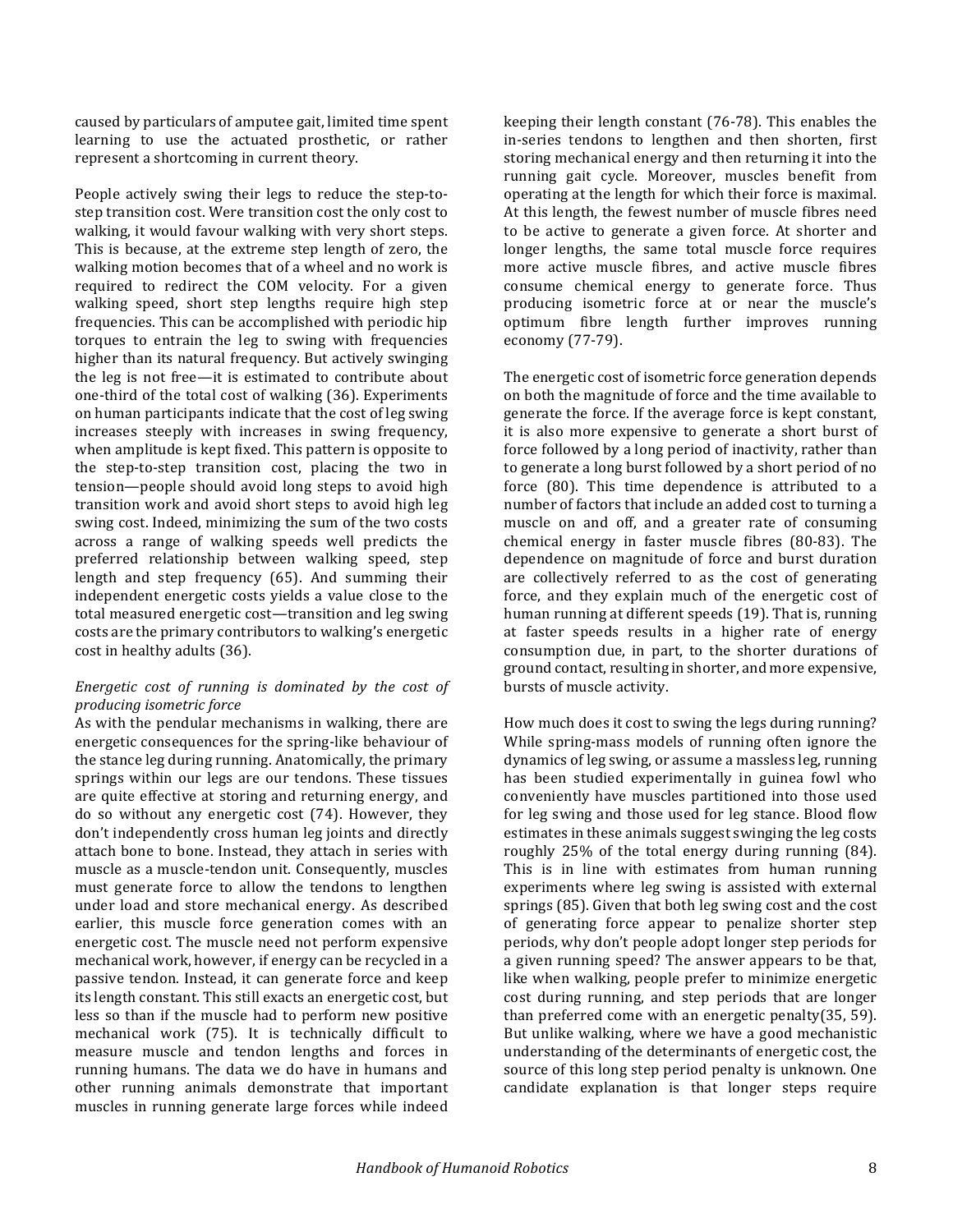caused by particulars of amputee gait, limited time spent learning to use the actuated prosthetic, or rather represent a shortcoming in current theory.

People actively swing their legs to reduce the step-to-step transition cost. Were transition cost the only cost to walking, it would favour walking with very short steps. This is because, at the extreme step length of zero, the walking motion becomes that of a wheel and no work is required to redirect the COM velocity. For a given walking speed, short step lengths require high step frequencies. This can be accomplished with periodic hip torques to entrain the leg to swing with frequencies higher than its natural frequency. But actively swinging the leg is not free—it is estimated to contribute about one-third of the total cost of walking (36). Experiments on human participants indicate that the cost of leg swing increases steeply with increases in swing frequency, when amplitude is kept fixed. This pattern is opposite to the step-to-step transition cost, placing the two in tension—people should avoid long steps to avoid high transition work and avoid short steps to avoid high leg swing cost. Indeed, minimizing the sum of the two costs across a range of walking speeds well predicts the preferred relationship between walking speed, step length and step frequency (65). And summing their independent energetic costs yields a value close to the total measured energetic cost—transition and leg swing costs are the primary contributors to walking's energetic cost in healthy adults (36).

*Energetic cost of running is dominated by the cost of producing isometric force*

As with the pendular mechanisms in walking, there are energetic consequences for the spring-like behaviour of the stance leg during running. Anatomically, the primary springs within our legs are our tendons. These tissues are quite effective at storing and returning energy, and do so without any energetic cost (74). However, they don't independently cross human leg joints and directly attach bone to bone. Instead, they attach in series with muscle as a muscle-tendon unit. Consequently, muscles must generate force to allow the tendons to lengthen under load and store mechanical energy. As described earlier, this muscle force generation comes with an energetic cost. The muscle need not perform expensive mechanical work, however, if energy can be recycled in a passive tendon. Instead, it can generate force and keep its length constant. This still exacts an energetic cost, but less so than if the muscle had to perform new positive mechanical work (75). It is technically difficult to measure muscle and tendon lengths and forces in running humans. The data we do have in humans and other running animals demonstrate that important muscles in running generate large forces while indeed keeping their length constant (76-78). This enables the in-series tendons to lengthen and then shorten, first storing mechanical energy and then returning it into the running gait cycle. Moreover, muscles benefit from operating at the length for which their force is maximal. At this length, the fewest number of muscle fibres need to be active to generate a given force. At shorter and longer lengths, the same total muscle force requires more active muscle fibres, and active muscle fibres consume chemical energy to generate force. Thus producing isometric force at or near the muscle's optimum fibre length further improves running economy (77-79).

The energetic cost of isometric force generation depends on both the magnitude of force and the time available to generate the force. If the average force is kept constant, it is also more expensive to generate a short burst of force followed by a long period of inactivity, rather than to generate a long burst followed by a short period of no force (80). This time dependence is attributed to a number of factors that include an added cost to turning a muscle on and off, and a greater rate of consuming chemical energy in faster muscle fibres (80-83). The dependence on magnitude of force and burst duration are collectively referred to as the cost of generating force, and they explain much of the energetic cost of human running at different speeds (19). That is, running at faster speeds results in a higher rate of energy consumption due, in part, to the shorter durations of ground contact, resulting in shorter, and more expensive, bursts of muscle activity.

How much does it cost to swing the legs during running? While spring-mass models of running often ignore the dynamics of leg swing, or assume a massless leg, running has been studied experimentally in guinea fowl who conveniently have muscles partitioned into those used for leg swing and those used for leg stance. Blood flow estimates in these animals suggest swinging the leg costs roughly 25% of the total energy during running (84). This is in line with estimates from human running experiments where leg swing is assisted with external springs (85). Given that both leg swing cost and the cost of generating force appear to penalize shorter step periods, why don't people adopt longer step periods for a given running speed? The answer appears to be that, like when walking, people prefer to minimize energetic cost during running, and step periods that are longer than preferred come with an energetic penalty(35, 59). But unlike walking, where we have a good mechanistic understanding of the determinants of energetic cost, the source of this long step period penalty is unknown. One candidate explanation is that longer steps require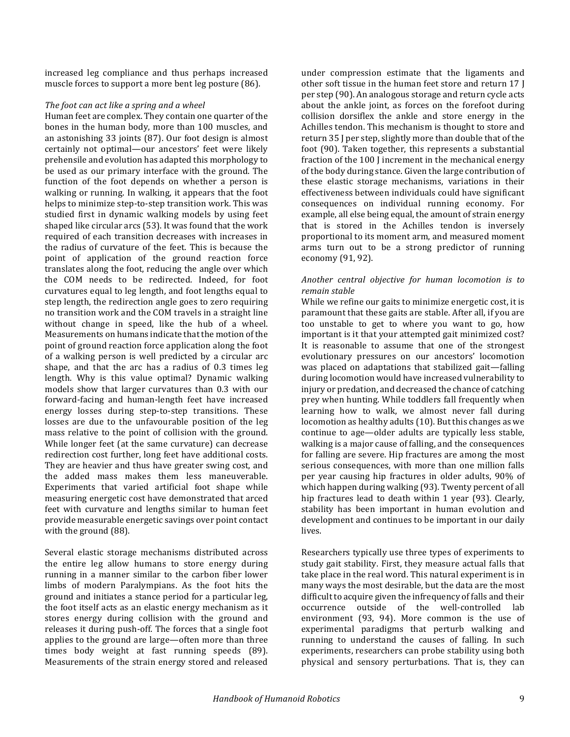increased leg compliance and thus perhaps increased muscle forces to support a more bent leg posture (86).

*The foot can act like a spring and a wheel*

Human feet are complex. They contain one quarter of the bones in the human body, more than 100 muscles, and an astonishing 33 joints (87). Our foot design is almost certainly not optimal—our ancestors' feet were likely prehensile and evolution has adapted this morphology to be used as our primary interface with the ground. The function of the foot depends on whether a person is walking or running. In walking, it appears that the foot helps to minimize step-to-step transition work. This was studied first in dynamic walking models by using feet shaped like circular arcs (53). It was found that the work required of each transition decreases with increases in the radius of curvature of the feet. This is because the point of application of the ground reaction force translates along the foot, reducing the angle over which the COM needs to be redirected. Indeed, for foot curvatures equal to leg length, and foot lengths equal to step length, the redirection angle goes to zero requiring no transition work and the COM travels in a straight line without change in speed, like the hub of a wheel. Measurements on humans indicate that the motion of the point of ground reaction force application along the foot of a walking person is well predicted by a circular arc shape, and that the arc has a radius of 0.3 times leg length. Why is this value optimal? Dynamic walking models show that larger curvatures than 0.3 with our forward-facing and human-length feet have increased energy losses during step-to-step transitions. These losses are due to the unfavourable position of the leg mass relative to the point of collision with the ground. While longer feet (at the same curvature) can decrease redirection cost further, long feet have additional costs. They are heavier and thus have greater swing cost, and the added mass makes them less maneuverable. Experiments that varied artificial foot shape while measuring energetic cost have demonstrated that arced feet with curvature and lengths similar to human feet provide measurable energetic savings over point contact with the ground (88).

Several elastic storage mechanisms distributed across the entire leg allow humans to store energy during running in a manner similar to the carbon fiber lower limbs of modern Paralympians. As the foot hits the ground and initiates a stance period for a particular leg, the foot itself acts as an elastic energy mechanism as it stores energy during collision with the ground and releases it during push-off. The forces that a single foot applies to the ground are large—often more than three times body weight at fast running speeds (89). Measurements of the strain energy stored and released under compression estimate that the ligaments and other soft tissue in the human feet store and return 17 J per step (90). An analogous storage and return cycle acts about the ankle joint, as forces on the forefoot during collision dorsiflex the ankle and store energy in the Achilles tendon. This mechanism is thought to store and return 35 J per step, slightly more than double that of the foot (90). Taken together, this represents a substantial fraction of the 100 J increment in the mechanical energy of the body during stance. Given the large contribution of these elastic storage mechanisms, variations in their effectiveness between individuals could have significant consequences on individual running economy. For example, all else being equal, the amount of strain energy that is stored in the Achilles tendon is inversely proportional to its moment arm, and measured moment arms turn out to be a strong predictor of running economy (91, 92).

*Another central objective for human locomotion is to remain stable*

While we refine our gaits to minimize energetic cost, it is paramount that these gaits are stable. After all, if you are too unstable to get to where you want to go, how important is it that your attempted gait minimized cost? It is reasonable to assume that one of the strongest evolutionary pressures on our ancestors' locomotion was placed on adaptations that stabilized gait—falling during locomotion would have increased vulnerability to injury or predation, and decreased the chance of catching prey when hunting. While toddlers fall frequently when learning how to walk, we almost never fall during locomotion as healthy adults (10). But this changes as we continue to age—older adults are typically less stable, walking is a major cause of falling, and the consequences for falling are severe. Hip fractures are among the most serious consequences, with more than one million falls per year causing hip fractures in older adults, 90% of which happen during walking (93). Twenty percent of all hip fractures lead to death within 1 year (93). Clearly, stability has been important in human evolution and development and continues to be important in our daily lives.

Researchers typically use three types of experiments to study gait stability. First, they measure actual falls that take place in the real word. This natural experiment is in many ways the most desirable, but the data are the most difficult to acquire given the infrequency of falls and their occurrence outside of the well-controlled lab environment (93, 94). More common is the use of experimental paradigms that perturb walking and running to understand the causes of falling. In such experiments, researchers can probe stability using both physical and sensory perturbations. That is, they can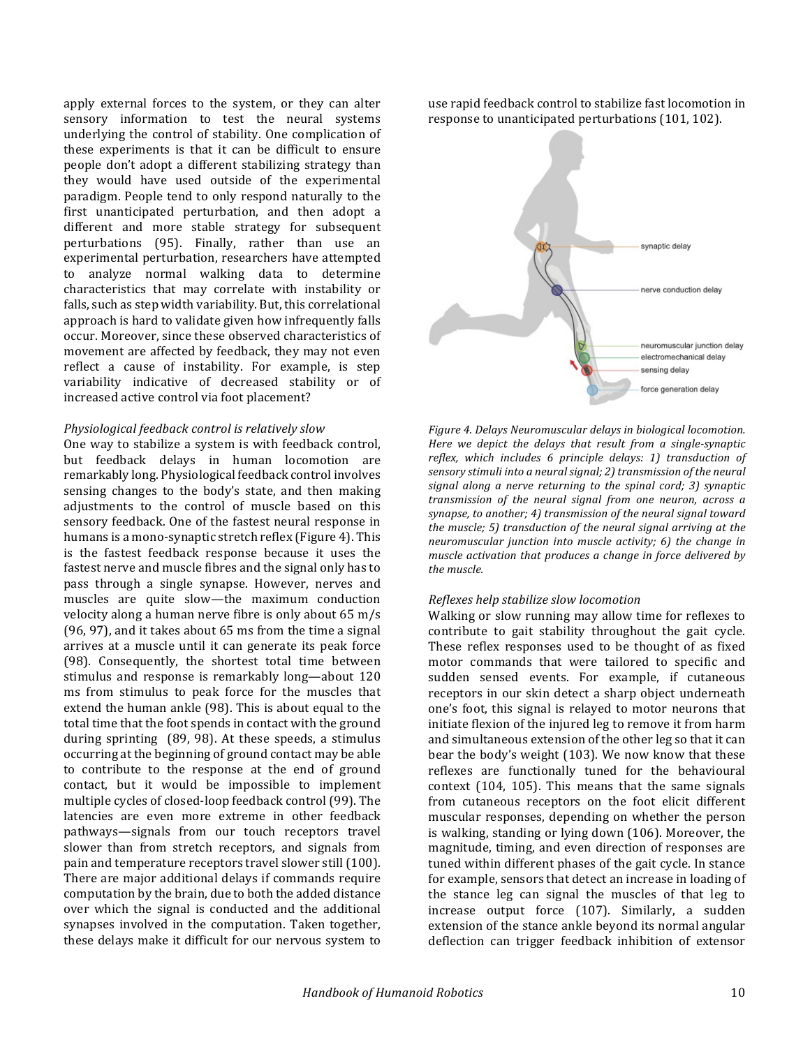apply external forces to the system, or they can alter sensory information to test the neural systems underlying the control of stability. One complication of these experiments is that it can be difficult to ensure people don't adopt a different stabilizing strategy than they would have used outside of the experimental paradigm. People tend to only respond naturally to the first unanticipated perturbation, and then adopt a different and more stable strategy for subsequent perturbations (95). Finally, rather than use an experimental perturbation, researchers have attempted to analyze normal walking data to determine characteristics that may correlate with instability or falls, such as step width variability. But, this correlational approach is hard to validate given how infrequently falls occur. Moreover, since these observed characteristics of movement are affected by feedback, they may not even reflect a cause of instability. For example, is step variability indicative of decreased stability or of increased active control via foot placement?

*Physiological feedback control is relatively slow*

One way to stabilize a system is with feedback control, but feedback delays in human locomotion are remarkably long. Physiological feedback control involves sensing changes to the body's state, and then making adjustments to the control of muscle based on this sensory feedback. One of the fastest neural response in humans is a mono-synaptic stretch reflex (Figure 4). This is the fastest feedback response because it uses the fastest nerve and muscle fibres and the signal only has to pass through a single synapse. However, nerves and muscles are quite slow—the maximum conduction velocity along a human nerve fibre is only about 65 m/s (96, 97), and it takes about 65 ms from the time a signal arrives at a muscle until it can generate its peak force (98). Consequently, the shortest total time between stimulus and response is remarkably long—about 120 ms from stimulus to peak force for the muscles that extend the human ankle (98). This is about equal to the total time that the foot spends in contact with the ground during sprinting (89, 98). At these speeds, a stimulus occurring at the beginning of ground contact may be able to contribute to the response at the end of ground contact, but it would be impossible to implement multiple cycles of closed-loop feedback control (99). The latencies are even more extreme in other feedback pathways—signals from our touch receptors travel slower than from stretch receptors, and signals from pain and temperature receptors travel slower still (100). There are major additional delays if commands require computation by the brain, due to both the added distance over which the signal is conducted and the additional synapses involved in the computation. Taken together, these delays make it difficult for our nervous system to use rapid feedback control to stabilize fast locomotion in response to unanticipated perturbations (101, 102).

*Figure 4. Delays Neuromuscular delays in biological locomotion. Here we depict the delays that result from a single-synaptic reflex, which includes 6 principle delays: 1) transduction of sensory stimuli into a neural signal; 2) transmission of the neural signal along a nerve returning to the spinal cord; 3) synaptic transmission of the neural signal from one neuron, across a synapse, to another; 4) transmission of the neural signal toward the muscle; 5) transduction of the neural signal arriving at the neuromuscular junction into muscle activity; 6) the change in muscle activation that produces a change in force delivered by the muscle.*

*Reflexes help stabilize slow locomotion*

Walking or slow running may allow time for reflexes to contribute to gait stability throughout the gait cycle. These reflex responses used to be thought of as fixed motor commands that were tailored to specific and sudden sensed events. For example, if cutaneous receptors in our skin detect a sharp object underneath one's foot, this signal is relayed to motor neurons that initiate flexion of the injured leg to remove it from harm and simultaneous extension of the other leg so that it can bear the body's weight (103). We now know that these reflexes are functionally tuned for the behavioural context (104, 105). This means that the same signals from cutaneous receptors on the foot elicit different muscular responses, depending on whether the person is walking, standing or lying down (106). Moreover, the magnitude, timing, and even direction of responses are tuned within different phases of the gait cycle. In stance for example, sensors that detect an increase in loading of the stance leg can signal the muscles of that leg to increase output force (107). Similarly, a sudden extension of the stance ankle beyond its normal angular deflection can trigger feedback inhibition of extensor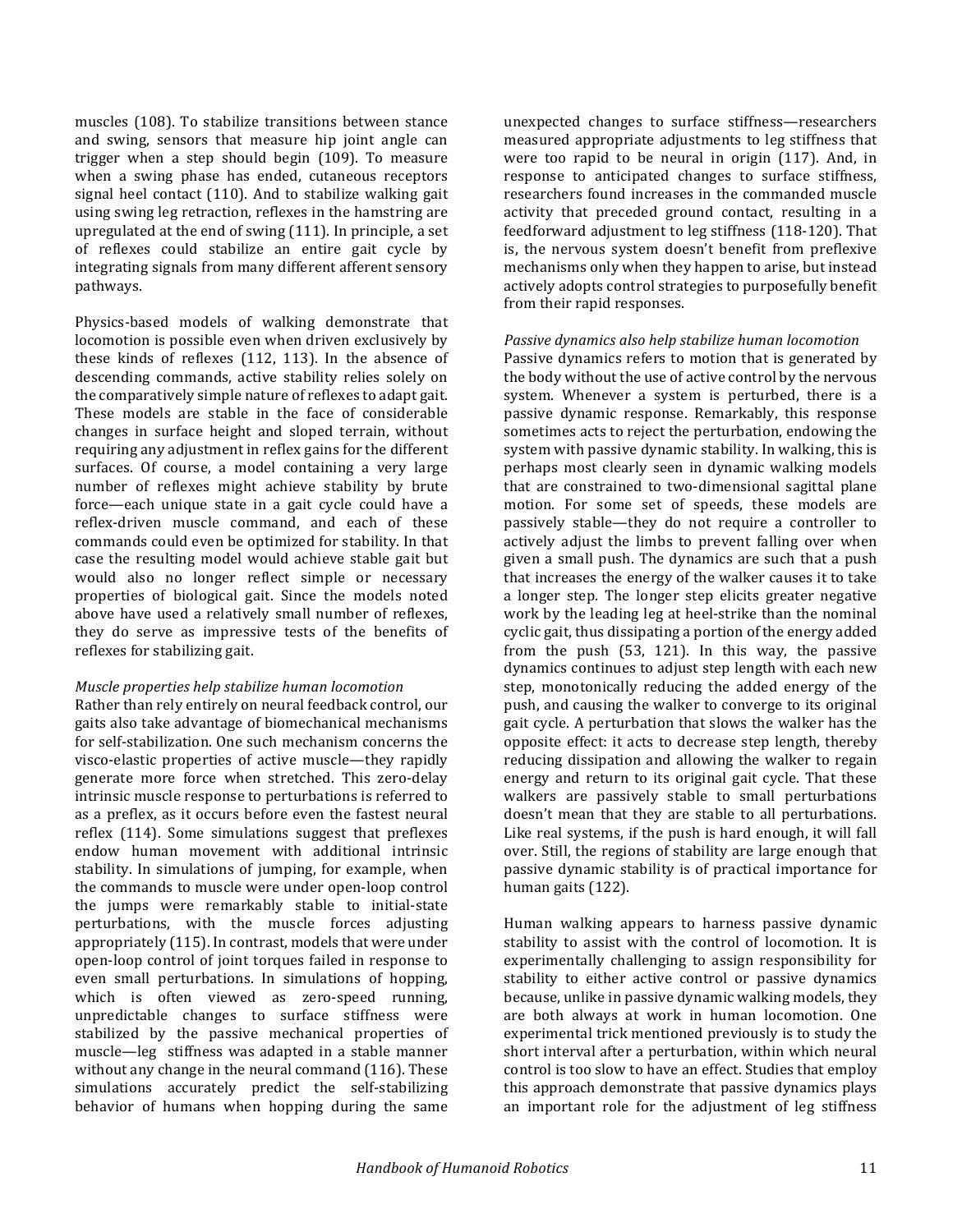muscles (108). To stabilize transitions between stance and swing, sensors that measure hip joint angle can trigger when a step should begin (109). To measure when a swing phase has ended, cutaneous receptors signal heel contact (110). And to stabilize walking gait using swing leg retraction, reflexes in the hamstring are upregulated at the end of swing (111). In principle, a set of reflexes could stabilize an entire gait cycle by integrating signals from many different afferent sensory pathways.

Physics-based models of walking demonstrate that locomotion is possible even when driven exclusively by these kinds of reflexes (112, 113). In the absence of descending commands, active stability relies solely on the comparatively simple nature of reflexes to adapt gait. These models are stable in the face of considerable changes in surface height and sloped terrain, without requiring any adjustment in reflex gains for the different surfaces. Of course, a model containing a very large number of reflexes might achieve stability by brute force—each unique state in a gait cycle could have a reflex-driven muscle command, and each of these commands could even be optimized for stability. In that case the resulting model would achieve stable gait but would also no longer reflect simple or necessary properties of biological gait. Since the models noted above have used a relatively small number of reflexes, they do serve as impressive tests of the benefits of reflexes for stabilizing gait.

*Muscle properties help stabilize human locomotion*

Rather than rely entirely on neural feedback control, our gaits also take advantage of biomechanical mechanisms for self-stabilization. One such mechanism concerns the visco-elastic properties of active muscle—they rapidly generate more force when stretched. This zero-delay intrinsic muscle response to perturbations is referred to as a preflex, as it occurs before even the fastest neural reflex (114). Some simulations suggest that preflexes endow human movement with additional intrinsic stability. In simulations of jumping, for example, when the commands to muscle were under open-loop control the jumps were remarkably stable to initial-state perturbations, with the muscle forces adjusting appropriately (115). In contrast, models that were under open-loop control of joint torques failed in response to even small perturbations. In simulations of hopping, which is often viewed as zero-speed running, unpredictable changes to surface stiffness were stabilized by the passive mechanical properties of muscle—leg stiffness was adapted in a stable manner without any change in the neural command (116). These simulations accurately predict the self-stabilizing behavior of humans when hopping during the same unexpected changes to surface stiffness—researchers measured appropriate adjustments to leg stiffness that were too rapid to be neural in origin (117). And, in response to anticipated changes to surface stiffness, researchers found increases in the commanded muscle activity that preceded ground contact, resulting in a feedforward adjustment to leg stiffness (118-120). That is, the nervous system doesn't benefit from preflexive mechanisms only when they happen to arise, but instead actively adopts control strategies to purposefully benefit from their rapid responses.

*Passive dynamics also help stabilize human locomotion*

Passive dynamics refers to motion that is generated by the body without the use of active control by the nervous system. Whenever a system is perturbed, there is a passive dynamic response. Remarkably, this response sometimes acts to reject the perturbation, endowing the system with passive dynamic stability. In walking, this is perhaps most clearly seen in dynamic walking models that are constrained to two-dimensional sagittal plane motion. For some set of speeds, these models are passively stable—they do not require a controller to actively adjust the limbs to prevent falling over when given a small push. The dynamics are such that a push that increases the energy of the walker causes it to take a longer step. The longer step elicits greater negative work by the leading leg at heel-strike than the nominal cyclic gait, thus dissipating a portion of the energy added from the push (53, 121). In this way, the passive dynamics continues to adjust step length with each new step, monotonically reducing the added energy of the push, and causing the walker to converge to its original gait cycle. A perturbation that slows the walker has the opposite effect: it acts to decrease step length, thereby reducing dissipation and allowing the walker to regain energy and return to its original gait cycle. That these walkers are passively stable to small perturbations doesn't mean that they are stable to all perturbations. Like real systems, if the push is hard enough, it will fall over. Still, the regions of stability are large enough that passive dynamic stability is of practical importance for human gaits (122).

Human walking appears to harness passive dynamic stability to assist with the control of locomotion. It is experimentally challenging to assign responsibility for stability to either active control or passive dynamics because, unlike in passive dynamic walking models, they are both always at work in human locomotion. One experimental trick mentioned previously is to study the short interval after a perturbation, within which neural control is too slow to have an effect. Studies that employ this approach demonstrate that passive dynamics plays an important role for the adjustment of leg stiffness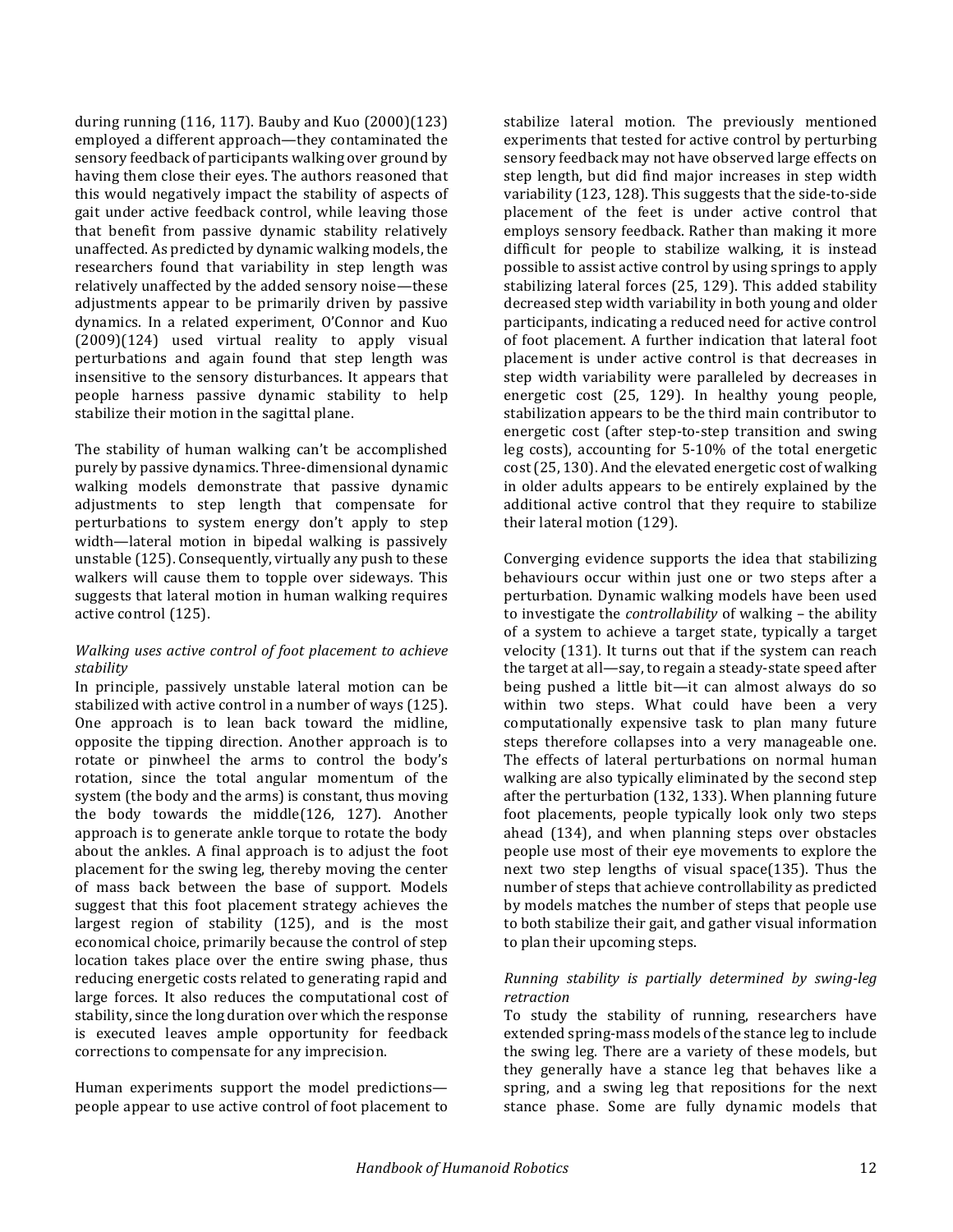during running (116, 117). Bauby and Kuo (2000)(123) employed a different approach—they contaminated the sensory feedback of participants walking over ground by having them close their eyes. The authors reasoned that this would negatively impact the stability of aspects of gait under active feedback control, while leaving those that benefit from passive dynamic stability relatively unaffected. As predicted by dynamic walking models, the researchers found that variability in step length was relatively unaffected by the added sensory noise—these adjustments appear to be primarily driven by passive dynamics. In a related experiment, O'Connor and Kuo (2009)(124) used virtual reality to apply visual perturbations and again found that step length was insensitive to the sensory disturbances. It appears that people harness passive dynamic stability to help stabilize their motion in the sagittal plane.

The stability of human walking can't be accomplished purely by passive dynamics. Three-dimensional dynamic walking models demonstrate that passive dynamic adjustments to step length that compensate for perturbations to system energy don't apply to step width—lateral motion in bipedal walking is passively unstable (125). Consequently, virtually any push to these walkers will cause them to topple over sideways. This suggests that lateral motion in human walking requires active control (125).

*Walking uses active control of foot placement to achieve stability*

In principle, passively unstable lateral motion can be stabilized with active control in a number of ways (125). One approach is to lean back toward the midline, opposite the tipping direction. Another approach is to rotate or pinwheel the arms to control the body's rotation, since the total angular momentum of the system (the body and the arms) is constant, thus moving the body towards the middle(126, 127). Another approach is to generate ankle torque to rotate the body about the ankles. A final approach is to adjust the foot placement for the swing leg, thereby moving the center of mass back between the base of support. Models suggest that this foot placement strategy achieves the largest region of stability (125), and is the most economical choice, primarily because the control of step location takes place over the entire swing phase, thus reducing energetic costs related to generating rapid and large forces. It also reduces the computational cost of stability, since the long duration over which the response is executed leaves ample opportunity for feedback corrections to compensate for any imprecision.

Human experiments support the model predictions—people appear to use active control of foot placement to stabilize lateral motion. The previously mentioned experiments that tested for active control by perturbing sensory feedback may not have observed large effects on step length, but did find major increases in step width variability (123, 128). This suggests that the side-to-side placement of the feet is under active control that employs sensory feedback. Rather than making it more difficult for people to stabilize walking, it is instead possible to assist active control by using springs to apply stabilizing lateral forces (25, 129). This added stability decreased step width variability in both young and older participants, indicating a reduced need for active control of foot placement. A further indication that lateral foot placement is under active control is that decreases in step width variability were paralleled by decreases in energetic cost (25, 129). In healthy young people, stabilization appears to be the third main contributor to energetic cost (after step-to-step transition and swing leg costs), accounting for 5-10% of the total energetic cost (25, 130). And the elevated energetic cost of walking in older adults appears to be entirely explained by the additional active control that they require to stabilize their lateral motion (129).

Converging evidence supports the idea that stabilizing behaviours occur within just one or two steps after a perturbation. Dynamic walking models have been used to investigate the *controllability* of walking – the ability of a system to achieve a target state, typically a target velocity (131). It turns out that if the system can reach the target at all—say, to regain a steady-state speed after being pushed a little bit—it can almost always do so within two steps. What could have been a very computationally expensive task to plan many future steps therefore collapses into a very manageable one. The effects of lateral perturbations on normal human walking are also typically eliminated by the second step after the perturbation (132, 133). When planning future foot placements, people typically look only two steps ahead (134), and when planning steps over obstacles people use most of their eye movements to explore the next two step lengths of visual space(135). Thus the number of steps that achieve controllability as predicted by models matches the number of steps that people use to both stabilize their gait, and gather visual information to plan their upcoming steps.

*Running stability is partially determined by swing-leg retraction*

To study the stability of running, researchers have extended spring-mass models of the stance leg to include the swing leg. There are a variety of these models, but they generally have a stance leg that behaves like a spring, and a swing leg that repositions for the next stance phase. Some are fully dynamic models that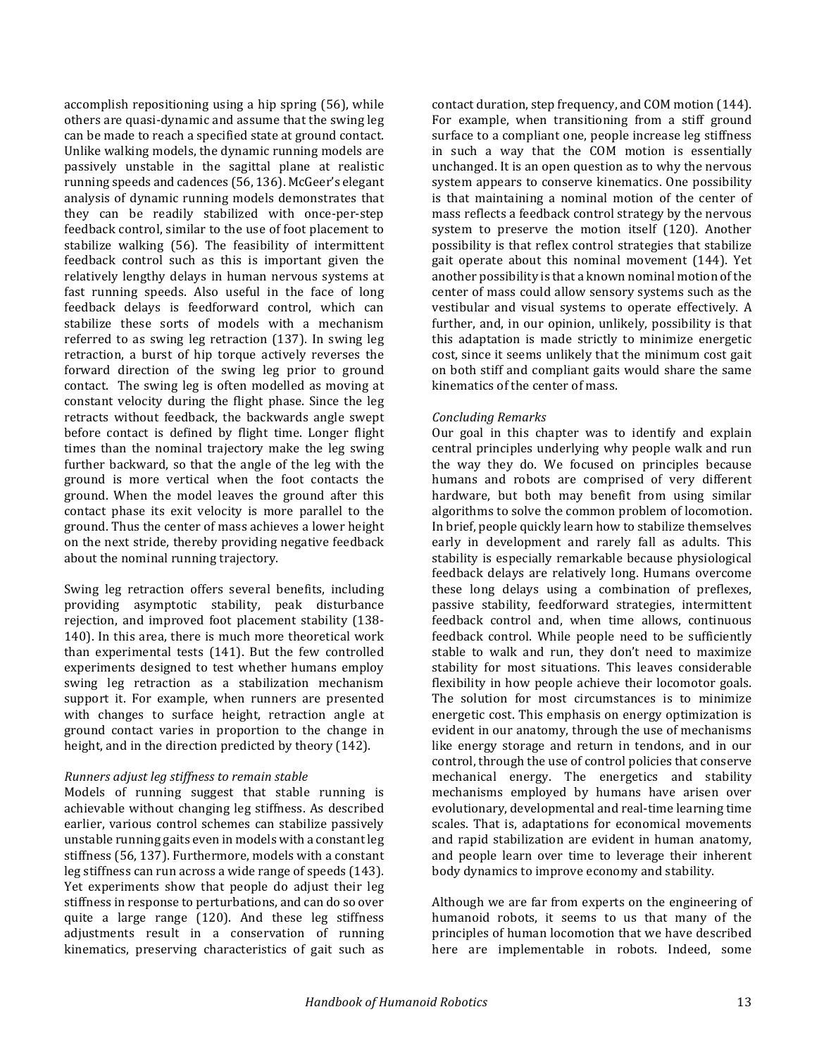accomplish repositioning using a hip spring (56), while others are quasi-dynamic and assume that the swing leg can be made to reach a specified state at ground contact. Unlike walking models, the dynamic running models are passively unstable in the sagittal plane at realistic running speeds and cadences (56, 136). McGeer's elegant analysis of dynamic running models demonstrates that they can be readily stabilized with once-per-step feedback control, similar to the use of foot placement to stabilize walking (56). The feasibility of intermittent feedback control such as this is important given the relatively lengthy delays in human nervous systems at fast running speeds. Also useful in the face of long feedback delays is feedforward control, which can stabilize these sorts of models with a mechanism referred to as swing leg retraction (137). In swing leg retraction, a burst of hip torque actively reverses the forward direction of the swing leg prior to ground contact. The swing leg is often modelled as moving at constant velocity during the flight phase. Since the leg retracts without feedback, the backwards angle swept before contact is defined by flight time. Longer flight times than the nominal trajectory make the leg swing further backward, so that the angle of the leg with the ground is more vertical when the foot contacts the ground. When the model leaves the ground after this contact phase its exit velocity is more parallel to the ground. Thus the center of mass achieves a lower height on the next stride, thereby providing negative feedback about the nominal running trajectory.

Swing leg retraction offers several benefits, including providing asymptotic stability, peak disturbance rejection, and improved foot placement stability (138-140). In this area, there is much more theoretical work than experimental tests (141). But the few controlled experiments designed to test whether humans employ swing leg retraction as a stabilization mechanism support it. For example, when runners are presented with changes to surface height, retraction angle at ground contact varies in proportion to the change in height, and in the direction predicted by theory (142).

*Runners adjust leg stiffness to remain stable*

Models of running suggest that stable running is achievable without changing leg stiffness. As described earlier, various control schemes can stabilize passively unstable running gaits even in models with a constant leg stiffness (56, 137). Furthermore, models with a constant leg stiffness can run across a wide range of speeds (143). Yet experiments show that people do adjust their leg stiffness in response to perturbations, and can do so over quite a large range (120). And these leg stiffness adjustments result in a conservation of running kinematics, preserving characteristics of gait such as contact duration, step frequency, and COM motion (144). For example, when transitioning from a stiff ground surface to a compliant one, people increase leg stiffness in such a way that the COM motion is essentially unchanged. It is an open question as to why the nervous system appears to conserve kinematics. One possibility is that maintaining a nominal motion of the center of mass reflects a feedback control strategy by the nervous system to preserve the motion itself (120). Another possibility is that reflex control strategies that stabilize gait operate about this nominal movement (144). Yet another possibility is that a known nominal motion of the center of mass could allow sensory systems such as the vestibular and visual systems to operate effectively. A further, and, in our opinion, unlikely, possibility is that this adaptation is made strictly to minimize energetic cost, since it seems unlikely that the minimum cost gait on both stiff and compliant gaits would share the same kinematics of the center of mass.

*Concluding Remarks*

Our goal in this chapter was to identify and explain central principles underlying why people walk and run the way they do. We focused on principles because humans and robots are comprised of very different hardware, but both may benefit from using similar algorithms to solve the common problem of locomotion. In brief, people quickly learn how to stabilize themselves early in development and rarely fall as adults. This stability is especially remarkable because physiological feedback delays are relatively long. Humans overcome these long delays using a combination of preflexes, passive stability, feedforward strategies, intermittent feedback control and, when time allows, continuous feedback control. While people need to be sufficiently stable to walk and run, they don't need to maximize stability for most situations. This leaves considerable flexibility in how people achieve their locomotor goals. The solution for most circumstances is to minimize energetic cost. This emphasis on energy optimization is evident in our anatomy, through the use of mechanisms like energy storage and return in tendons, and in our control, through the use of control policies that conserve mechanical energy. The energetics and stability mechanisms employed by humans have arisen over evolutionary, developmental and real-time learning time scales. That is, adaptations for economical movements and rapid stabilization are evident in human anatomy, and people learn over time to leverage their inherent body dynamics to improve economy and stability.

Although we are far from experts on the engineering of humanoid robots, it seems to us that many of the principles of human locomotion that we have described here are implementable in robots. Indeed, some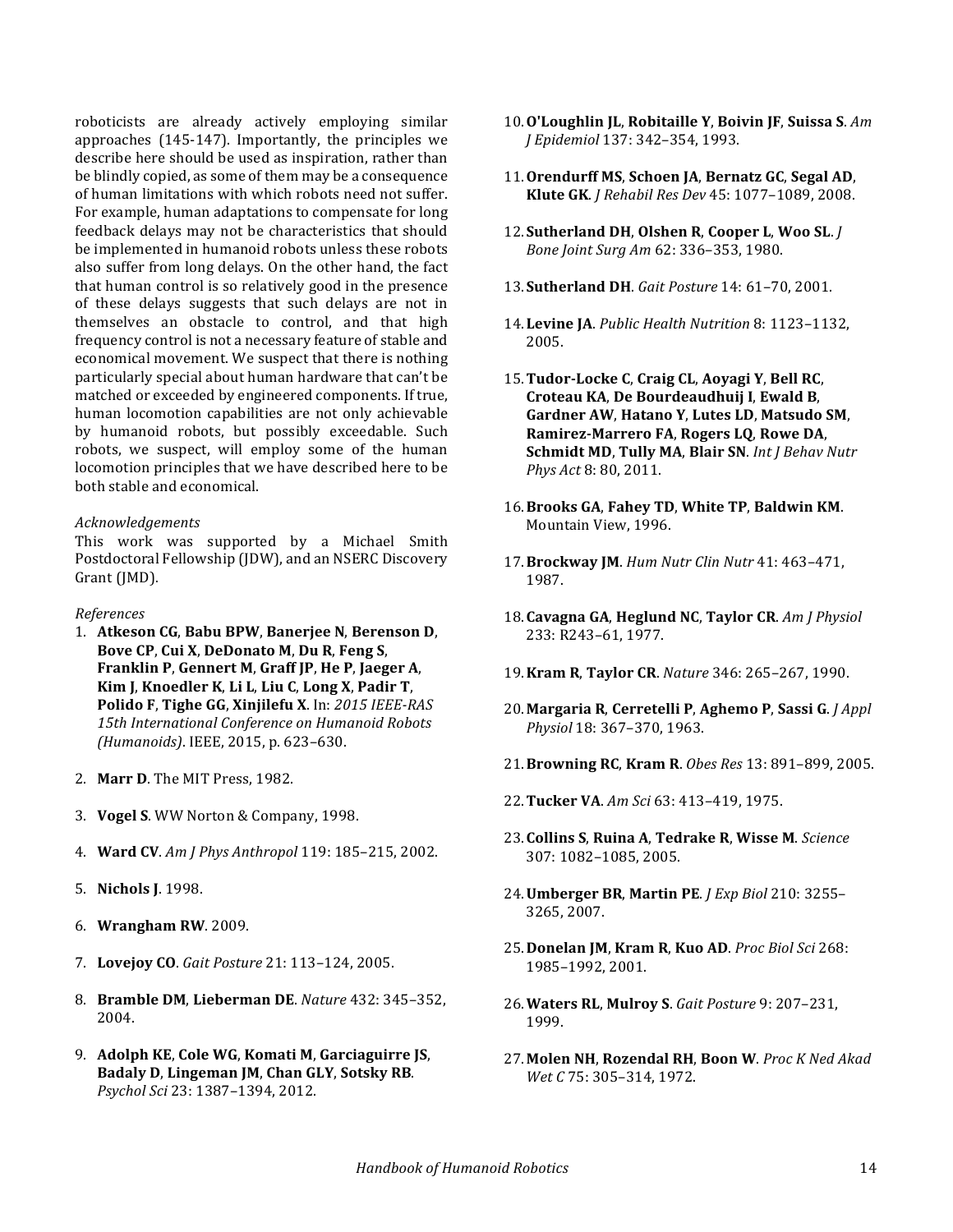roboticists are already actively employing similar approaches (145-147). Importantly, the principles we describe here should be used as inspiration, rather than be blindly copied, as some of them may be a consequence of human limitations with which robots need not suffer. For example, human adaptations to compensate for long feedback delays may not be characteristics that should be implemented in humanoid robots unless these robots also suffer from long delays. On the other hand, the fact that human control is so relatively good in the presence of these delays suggests that such delays are not in themselves an obstacle to control, and that high frequency control is not a necessary feature of stable and economical movement. We suspect that there is nothing particularly special about human hardware that can't be matched or exceeded by engineered components. If true, human locomotion capabilities are not only achievable by humanoid robots, but possibly exceedable. Such robots, we suspect, will employ some of the human locomotion principles that we have described here to be both stable and economical.

*Acknowledgements*

This work was supported by a Michael Smith Postdoctoral Fellowship (JDW), and an NSERC Discovery Grant (JMD).

*References*

1. **Atkeson CG**, **Babu BPW**, **Banerjee N**, **Berenson D**, **Bove CP**, **Cui X**, **DeDonato M**, **Du R**, **Feng S**, **Franklin P**, **Gennert M**, **Graff JP**, **He P**, **Jaeger A**, **Kim J**, **Knoedler K**, **Li L**, **Liu C**, **Long X**, **Padir T**, **Polido F**, **Tighe GG**, **Xinjilefu X**. In: *2015 IEEE-RAS 15th International Conference on Humanoid Robots (Humanoids)*. IEEE, 2015, p. 623–630.
2. **Marr D**. The MIT Press, 1982.
3. **Vogel S**. WW Norton & Company, 1998.
4. **Ward CV**. *Am J Phys Anthropol* 119: 185–215, 2002.
5. **Nichols J**. 1998.
6. **Wrangham RW**. 2009.
7. **Lovejoy CO**. *Gait Posture* 21: 113–124, 2005.
8. **Bramble DM**, **Lieberman DE**. *Nature* 432: 345–352, 2004.
9. **Adolph KE**, **Cole WG**, **Komati M**, **Garciaguirre JS**, **Badaly D**, **Lingeman JM**, **Chan GLY**, **Sotsky RB**. *Psychol Sci* 23: 1387–1394, 2012.
10. **O'Loughlin JL**, **Robitaille Y**, **Boivin JF**, **Suissa S**. *Am J Epidemiol* 137: 342–354, 1993.
11. **Orendurff MS**, **Schoen JA**, **Bernatz GC**, **Segal AD**, **Klute GK**. *J Rehabil Res Dev* 45: 1077–1089, 2008.
12. **Sutherland DH**, **Olshen R**, **Cooper L**, **Woo SL**. *J Bone Joint Surg Am* 62: 336–353, 1980.
13. **Sutherland DH**. *Gait Posture* 14: 61–70, 2001.
14. **Levine JA**. *Public Health Nutrition* 8: 1123–1132, 2005.
15. **Tudor-Locke C**, **Craig CL**, **Aoyagi Y**, **Bell RC**, **Croteau KA**, **De Bourdeaudhuij I**, **Ewald B**, **Gardner AW**, **Hatano Y**, **Lutes LD**, **Matsudo SM**, **Ramirez-Marrero FA**, **Rogers LQ**, **Rowe DA**, **Schmidt MD**, **Tully MA**, **Blair SN**. *Int J Behav Nutr Phys Act* 8: 80, 2011.
16. **Brooks GA**, **Fahey TD**, **White TP**, **Baldwin KM**. Mountain View, 1996.
17. **Brockway JM**. *Hum Nutr Clin Nutr* 41: 463–471, 1987.
18. **Cavagna GA**, **Heglund NC**, **Taylor CR**. *Am J Physiol* 233: R243–61, 1977.
19. **Kram R**, **Taylor CR**. *Nature* 346: 265–267, 1990.
20. **Margaria R**, **Cerretelli P**, **Aghemo P**, **Sassi G**. *J Appl Physiol* 18: 367–370, 1963.
21. **Browning RC**, **Kram R**. *Obes Res* 13: 891–899, 2005.
22. **Tucker VA**. *Am Sci* 63: 413–419, 1975.
23. **Collins S**, **Ruina A**, **Tedrake R**, **Wisse M**. *Science* 307: 1082–1085, 2005.
24. **Umberger BR**, **Martin PE**. *J Exp Biol* 210: 3255–3265, 2007.
25. **Donelan JM**, **Kram R**, **Kuo AD**. *Proc Biol Sci* 268: 1985–1992, 2001.
26. **Waters RL**, **Mulroy S**. *Gait Posture* 9: 207–231, 1999.
27. **Molen NH**, **Rozendal RH**, **Boon W**. *Proc K Ned Akad Wet C* 75: 305–314, 1972.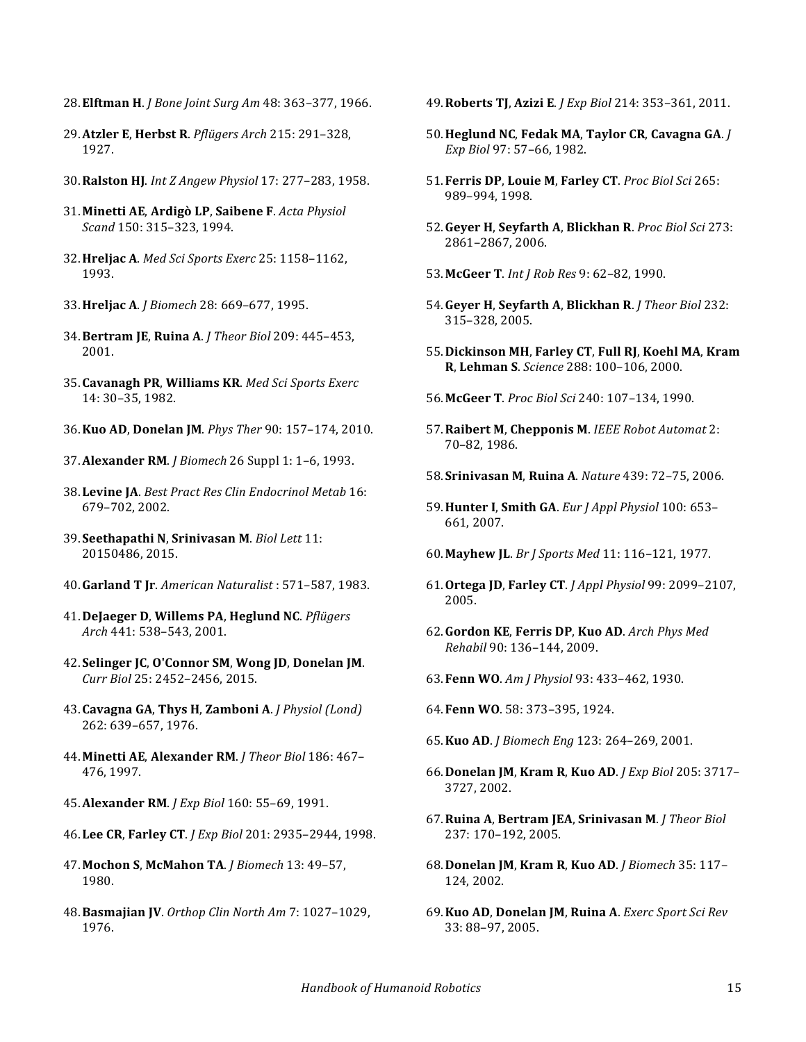28. **Elftman H**. *J Bone Joint Surg Am* 48: 363–377, 1966.

29. **Atzler E**, **Herbst R**. *Pflügers Arch* 215: 291–328, 1927.

30. **Ralston HJ**. *Int Z Angew Physiol* 17: 277–283, 1958.

31. **Minetti AE**, **Ardigò LP**, **Saibene F**. *Acta Physiol Scand* 150: 315–323, 1994.

32. **Hreljac A**. *Med Sci Sports Exerc* 25: 1158–1162, 1993.

33. **Hreljac A**. *J Biomech* 28: 669–677, 1995.

34. **Bertram JE**, **Ruina A**. *J Theor Biol* 209: 445–453, 2001.

35. **Cavanagh PR**, **Williams KR**. *Med Sci Sports Exerc* 14: 30–35, 1982.

36. **Kuo AD**, **Donelan JM**. *Phys Ther* 90: 157–174, 2010.

37. **Alexander RM**. *J Biomech* 26 Suppl 1: 1–6, 1993.

38. **Levine JA**. *Best Pract Res Clin Endocrinol Metab* 16: 679–702, 2002.

39. **Seethapathi N**, **Srinivasan M**. *Biol Lett* 11: 20150486, 2015.

40. **Garland T Jr**. *American Naturalist* : 571–587, 1983.

41. **DeJaeger D**, **Willems PA**, **Heglund NC**. *Pflügers Arch* 441: 538–543, 2001.

42. **Selinger JC**, **O'Connor SM**, **Wong JD**, **Donelan JM**. *Curr Biol* 25: 2452–2456, 2015.

43. **Cavagna GA**, **Thys H**, **Zamboni A**. *J Physiol (Lond)* 262: 639–657, 1976.

44. **Minetti AE**, **Alexander RM**. *J Theor Biol* 186: 467–476, 1997.

45. **Alexander RM**. *J Exp Biol* 160: 55–69, 1991.

46. **Lee CR**, **Farley CT**. *J Exp Biol* 201: 2935–2944, 1998.

47. **Mochon S**, **McMahon TA**. *J Biomech* 13: 49–57, 1980.

48. **Basmajian JV**. *Orthop Clin North Am* 7: 1027–1029, 1976.

49. **Roberts TJ**, **Azizi E**. *J Exp Biol* 214: 353–361, 2011.

50. **Heglund NC**, **Fedak MA**, **Taylor CR**, **Cavagna GA**. *J Exp Biol* 97: 57–66, 1982.

51. **Ferris DP**, **Louie M**, **Farley CT**. *Proc Biol Sci* 265: 989–994, 1998.

52. **Geyer H**, **Seyfarth A**, **Blickhan R**. *Proc Biol Sci* 273: 2861–2867, 2006.

53. **McGeer T**. *Int J Rob Res* 9: 62–82, 1990.

54. **Geyer H**, **Seyfarth A**, **Blickhan R**. *J Theor Biol* 232: 315–328, 2005.

55. **Dickinson MH**, **Farley CT**, **Full RJ**, **Koehl MA**, **Kram R**, **Lehman S**. *Science* 288: 100–106, 2000.

56. **McGeer T**. *Proc Biol Sci* 240: 107–134, 1990.

57. **Raibert M**, **Chepponis M**. *IEEE Robot Automat* 2: 70–82, 1986.

58. **Srinivasan M**, **Ruina A**. *Nature* 439: 72–75, 2006.

59. **Hunter I**, **Smith GA**. *Eur J Appl Physiol* 100: 653–661, 2007.

60. **Mayhew JL**. *Br J Sports Med* 11: 116–121, 1977.

61. **Ortega JD**, **Farley CT**. *J Appl Physiol* 99: 2099–2107, 2005.

62. **Gordon KE**, **Ferris DP**, **Kuo AD**. *Arch Phys Med Rehabil* 90: 136–144, 2009.

63. **Fenn WO**. *Am J Physiol* 93: 433–462, 1930.

64. **Fenn WO**. 58: 373–395, 1924.

65. **Kuo AD**. *J Biomech Eng* 123: 264–269, 2001.

66. **Donelan JM**, **Kram R**, **Kuo AD**. *J Exp Biol* 205: 3717–3727, 2002.

67. **Ruina A**, **Bertram JEA**, **Srinivasan M**. *J Theor Biol* 237: 170–192, 2005.

68. **Donelan JM**, **Kram R**, **Kuo AD**. *J Biomech* 35: 117–124, 2002.

69. **Kuo AD**, **Donelan JM**, **Ruina A**. *Exerc Sport Sci Rev* 33: 88–97, 2005.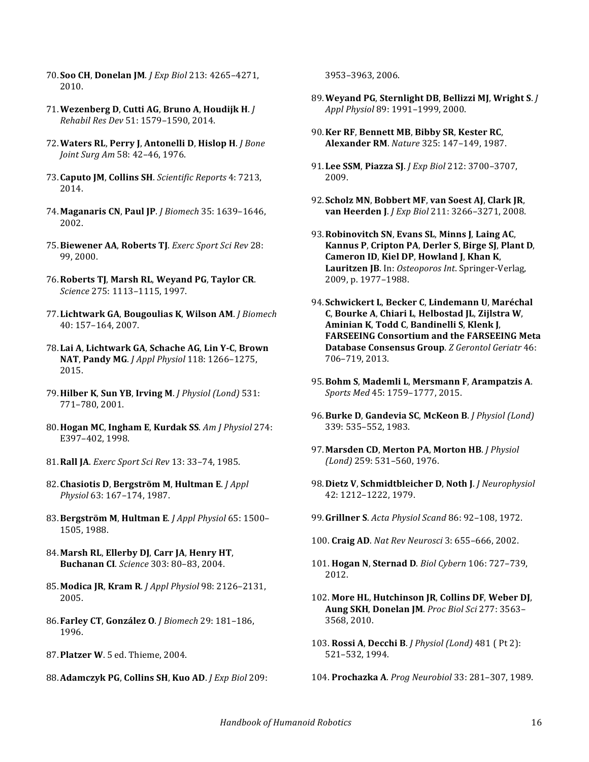70. **Soo CH**, **Donelan JM**. *J Exp Biol* 213: 4265–4271, 2010.

71. **Wezenberg D**, **Cutti AG**, **Bruno A**, **Houdijk H**. *J Rehabil Res Dev* 51: 1579–1590, 2014.

72. **Waters RL**, **Perry J**, **Antonelli D**, **Hislop H**. *J Bone Joint Surg Am* 58: 42–46, 1976.

73. **Caputo JM**, **Collins SH**. *Scientific Reports* 4: 7213, 2014.

74. **Maganaris CN**, **Paul JP**. *J Biomech* 35: 1639–1646, 2002.

75. **Biewener AA**, **Roberts TJ**. *Exerc Sport Sci Rev* 28: 99, 2000.

76. **Roberts TJ**, **Marsh RL**, **Weyand PG**, **Taylor CR**. *Science* 275: 1113–1115, 1997.

77. **Lichtwark GA**, **Bougoulias K**, **Wilson AM**. *J Biomech* 40: 157–164, 2007.

78. **Lai A**, **Lichtwark GA**, **Schache AG**, **Lin Y-C**, **Brown NAT**, **Pandy MG**. *J Appl Physiol* 118: 1266–1275, 2015.

79. **Hilber K**, **Sun YB**, **Irving M**. *J Physiol (Lond)* 531: 771–780, 2001.

80. **Hogan MC**, **Ingham E**, **Kurdak SS**. *Am J Physiol* 274: E397–402, 1998.

81. **Rall JA**. *Exerc Sport Sci Rev* 13: 33–74, 1985.

82. **Chasiotis D**, **Bergström M**, **Hultman E**. *J Appl Physiol* 63: 167–174, 1987.

83. **Bergström M**, **Hultman E**. *J Appl Physiol* 65: 1500–1505, 1988.

84. **Marsh RL**, **Ellerby DJ**, **Carr JA**, **Henry HT**, **Buchanan CI**. *Science* 303: 80–83, 2004.

85. **Modica JR**, **Kram R**. *J Appl Physiol* 98: 2126–2131, 2005.

86. **Farley CT**, **González O**. *J Biomech* 29: 181–186, 1996.

87. **Platzer W**. 5 ed. Thieme, 2004.

88. **Adamczyk PG**, **Collins SH**, **Kuo AD**. *J Exp Biol* 209: 3953–3963, 2006.

89. **Weyand PG**, **Sternlight DB**, **Bellizzi MJ**, **Wright S**. *J Appl Physiol* 89: 1991–1999, 2000.

90. **Ker RF**, **Bennett MB**, **Bibby SR**, **Kester RC**, **Alexander RM**. *Nature* 325: 147–149, 1987.

91. **Lee SSM**, **Piazza SJ**. *J Exp Biol* 212: 3700–3707, 2009.

92. **Scholz MN**, **Bobbert MF**, **van Soest AJ**, **Clark JR**, **van Heerden J**. *J Exp Biol* 211: 3266–3271, 2008.

93. **Robinovitch SN**, **Evans SL**, **Minns J**, **Laing AC**, **Kannus P**, **Cripton PA**, **Derler S**, **Birge SJ**, **Plant D**, **Cameron ID**, **Kiel DP**, **Howland J**, **Khan K**, **Lauritzen JB**. In: *Osteoporos Int*. Springer-Verlag, 2009, p. 1977–1988.

94. **Schwickert L**, **Becker C**, **Lindemann U**, **Maréchal C**, **Bourke A**, **Chiari L**, **Helbostad JL**, **Zijlstra W**, **Aminian K**, **Todd C**, **Bandinelli S**, **Klenk J**, **FARSEEING Consortium and the FARSEEING Meta Database Consensus Group**. *Z Gerontol Geriatr* 46: 706–719, 2013.

95. **Bohm S**, **Mademli L**, **Mersmann F**, **Arampatzis A**. *Sports Med* 45: 1759–1777, 2015.

96. **Burke D**, **Gandevia SC**, **McKeon B**. *J Physiol (Lond)* 339: 535–552, 1983.

97. **Marsden CD**, **Merton PA**, **Morton HB**. *J Physiol (Lond)* 259: 531–560, 1976.

98. **Dietz V**, **Schmidtbleicher D**, **Noth J**. *J Neurophysiol* 42: 1212–1222, 1979.

99. **Grillner S**. *Acta Physiol Scand* 86: 92–108, 1972.

100. **Craig AD**. *Nat Rev Neurosci* 3: 655–666, 2002.

101. **Hogan N**, **Sternad D**. *Biol Cybern* 106: 727–739, 2012.

102. **More HL**, **Hutchinson JR**, **Collins DF**, **Weber DJ**, **Aung SKH**, **Donelan JM**. *Proc Biol Sci* 277: 3563–3568, 2010.

103. **Rossi A**, **Decchi B**. *J Physiol (Lond)* 481 ( Pt 2): 521–532, 1994.

104. **Prochazka A**. *Prog Neurobiol* 33: 281–307, 1989.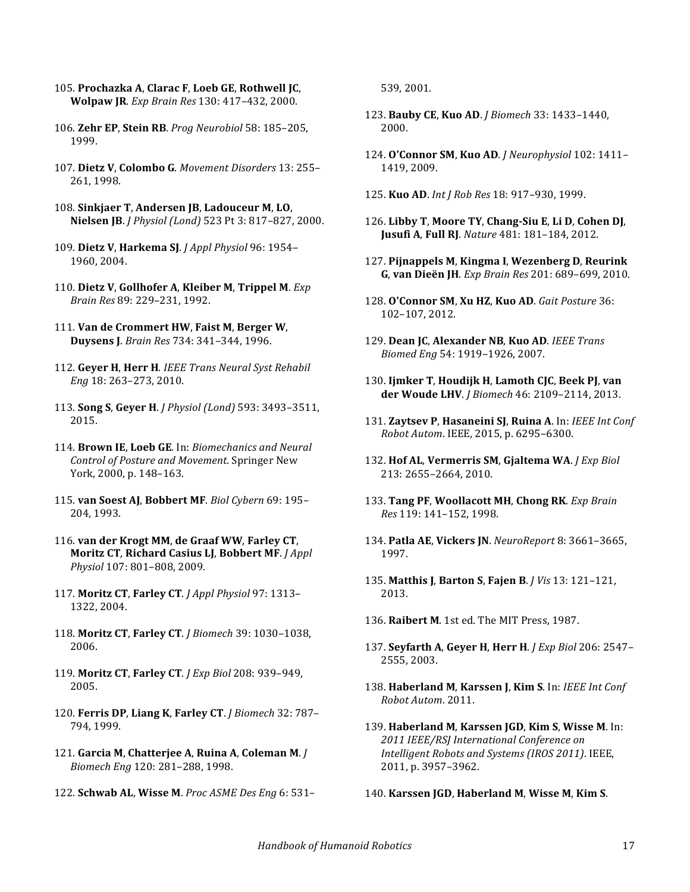105. **Prochazka A**, **Clarac F**, **Loeb GE**, **Rothwell JC**, **Wolpaw JR**. *Exp Brain Res* 130: 417–432, 2000.

106. **Zehr EP**, **Stein RB**. *Prog Neurobiol* 58: 185–205, 1999.

107. **Dietz V**, **Colombo G**. *Movement Disorders* 13: 255–261, 1998.

108. **Sinkjaer T**, **Andersen JB**, **Ladouceur M**, **LO**, **Nielsen JB**. *J Physiol (Lond)* 523 Pt 3: 817–827, 2000.

109. **Dietz V**, **Harkema SJ**. *J Appl Physiol* 96: 1954–1960, 2004.

110. **Dietz V**, **Gollhofer A**, **Kleiber M**, **Trippel M**. *Exp Brain Res* 89: 229–231, 1992.

111. **Van de Crommert HW**, **Faist M**, **Berger W**, **Duysens J**. *Brain Res* 734: 341–344, 1996.

112. **Geyer H**, **Herr H**. *IEEE Trans Neural Syst Rehabil Eng* 18: 263–273, 2010.

113. **Song S**, **Geyer H**. *J Physiol (Lond)* 593: 3493–3511, 2015.

114. **Brown IE**, **Loeb GE**. In: *Biomechanics and Neural Control of Posture and Movement*. Springer New York, 2000, p. 148–163.

115. **van Soest AJ**, **Bobbert MF**. *Biol Cybern* 69: 195–204, 1993.

116. **van der Krogt MM**, **de Graaf WW**, **Farley CT**, **Moritz CT**, **Richard Casius LJ**, **Bobbert MF**. *J Appl Physiol* 107: 801–808, 2009.

117. **Moritz CT**, **Farley CT**. *J Appl Physiol* 97: 1313–1322, 2004.

118. **Moritz CT**, **Farley CT**. *J Biomech* 39: 1030–1038, 2006.

119. **Moritz CT**, **Farley CT**. *J Exp Biol* 208: 939–949, 2005.

120. **Ferris DP**, **Liang K**, **Farley CT**. *J Biomech* 32: 787–794, 1999.

121. **Garcia M**, **Chatterjee A**, **Ruina A**, **Coleman M**. *J Biomech Eng* 120: 281–288, 1998.

122. **Schwab AL**, **Wisse M**. *Proc ASME Des Eng* 6: 531–539, 2001.

123. **Bauby CE**, **Kuo AD**. *J Biomech* 33: 1433–1440, 2000.

124. **O'Connor SM**, **Kuo AD**. *J Neurophysiol* 102: 1411–1419, 2009.

125. **Kuo AD**. *Int J Rob Res* 18: 917–930, 1999.

126. **Libby T**, **Moore TY**, **Chang-Siu E**, **Li D**, **Cohen DJ**, **Jusufi A**, **Full RJ**. *Nature* 481: 181–184, 2012.

127. **Pijnappels M**, **Kingma I**, **Wezenberg D**, **Reurink G**, **van Dieën JH**. *Exp Brain Res* 201: 689–699, 2010.

128. **O'Connor SM**, **Xu HZ**, **Kuo AD**. *Gait Posture* 36: 102–107, 2012.

129. **Dean JC**, **Alexander NB**, **Kuo AD**. *IEEE Trans Biomed Eng* 54: 1919–1926, 2007.

130. **Ijmker T**, **Houdijk H**, **Lamoth CJC**, **Beek PJ**, **van der Woude LHV**. *J Biomech* 46: 2109–2114, 2013.

131. **Zaytsev P**, **Hasaneini SJ**, **Ruina A**. In: *IEEE Int Conf Robot Autom*. IEEE, 2015, p. 6295–6300.

132. **Hof AL**, **Vermerris SM**, **Gjaltema WA**. *J Exp Biol* 213: 2655–2664, 2010.

133. **Tang PF**, **Woollacott MH**, **Chong RK**. *Exp Brain Res* 119: 141–152, 1998.

134. **Patla AE**, **Vickers JN**. *NeuroReport* 8: 3661–3665, 1997.

135. **Matthis J**, **Barton S**, **Fajen B**. *J Vis* 13: 121–121, 2013.

136. **Raibert M**. 1st ed. The MIT Press, 1987.

137. **Seyfarth A**, **Geyer H**, **Herr H**. *J Exp Biol* 206: 2547–2555, 2003.

138. **Haberland M**, **Karssen J**, **Kim S**. In: *IEEE Int Conf Robot Autom*. 2011.

139. **Haberland M**, **Karssen JGD**, **Kim S**, **Wisse M**. In: *2011 IEEE/RSJ International Conference on Intelligent Robots and Systems (IROS 2011)*. IEEE, 2011, p. 3957–3962.

140. **Karssen JGD**, **Haberland M**, **Wisse M**, **Kim S**.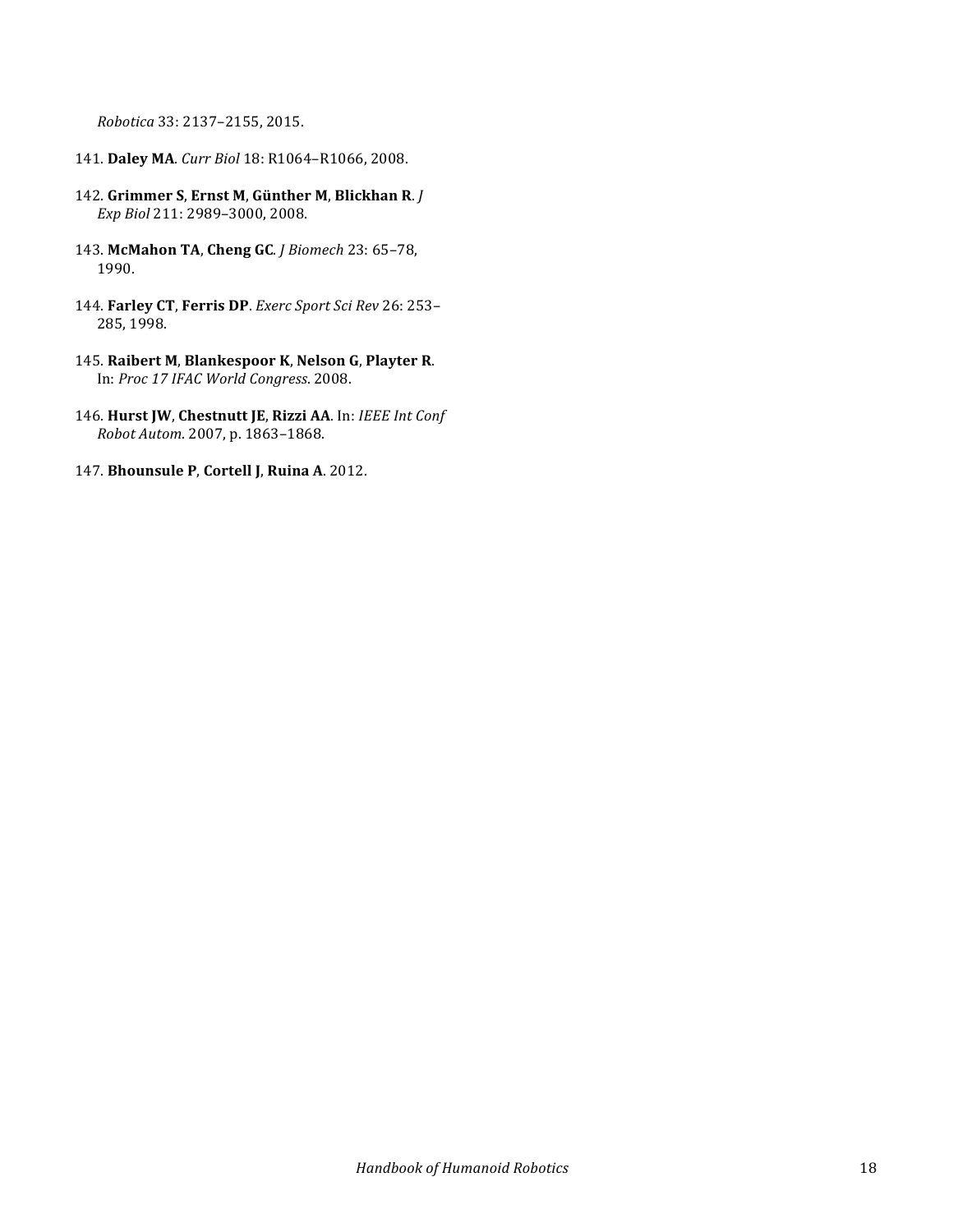*Robotica* 33: 2137–2155, 2015.

141. **Daley MA**. *Curr Biol* 18: R1064–R1066, 2008.

142. **Grimmer S**, **Ernst M**, **Günther M**, **Blickhan R**. *J Exp Biol* 211: 2989–3000, 2008.

143. **McMahon TA**, **Cheng GC**. *J Biomech* 23: 65–78, 1990.

144. **Farley CT**, **Ferris DP**. *Exerc Sport Sci Rev* 26: 253–285, 1998.

145. **Raibert M**, **Blankespoor K**, **Nelson G**, **Playter R**. In: *Proc 17 IFAC World Congress*. 2008.

146. **Hurst JW**, **Chestnutt JE**, **Rizzi AA**. In: *IEEE Int Conf Robot Autom*. 2007, p. 1863–1868.

147. **Bhounsule P**, **Cortell J**, **Ruina A**. 2012.